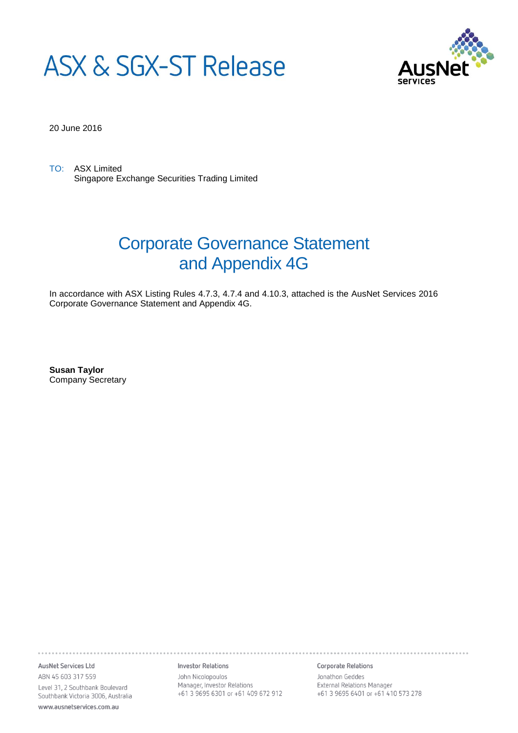# ASX & SGX-ST Release

20 June 2016

TO: ASX Limited
Singapore Exchange Securities Trading Limited

## Corporate Governance Statement and Appendix 4G

In accordance with ASX Listing Rules 4.7.3, 4.7.4 and 4.10.3, attached is the AusNet Services 2016 Corporate Governance Statement and Appendix 4G.

**Susan Taylor**
Company Secretary

---

**AusNet Services Ltd**
ABN 45 603 317 559
Level 31, 2 Southbank Boulevard
Southbank Victoria 3006, Australia
www.ausnetservices.com.au

**Investor Relations**
John Nicolopoulos
Manager, Investor Relations
+61 3 9695 6301 or +61 409 672 912

**Corporate Relations**
Jonathon Geddes
External Relations Manager
+61 3 9695 6401 or +61 410 573 278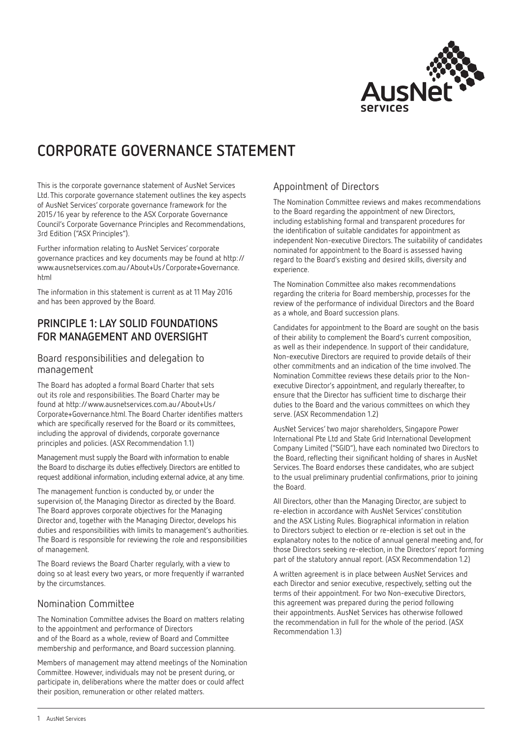# CORPORATE GOVERNANCE STATEMENT

This is the corporate governance statement of AusNet Services Ltd. This corporate governance statement outlines the key aspects of AusNet Services' corporate governance framework for the 2015/16 year by reference to the ASX Corporate Governance Council's Corporate Governance Principles and Recommendations, 3rd Edition ("ASX Principles").

Further information relating to AusNet Services' corporate governance practices and key documents may be found at http://www.ausnetservices.com.au/About+Us/Corporate+Governance.html

The information in this statement is current as at 11 May 2016 and has been approved by the Board.

## PRINCIPLE 1: LAY SOLID FOUNDATIONS FOR MANAGEMENT AND OVERSIGHT

### Board responsibilities and delegation to management

The Board has adopted a formal Board Charter that sets out its role and responsibilities. The Board Charter may be found at http://www.ausnetservices.com.au/About+Us/Corporate+Governance.html. The Board Charter identifies matters which are specifically reserved for the Board or its committees, including the approval of dividends, corporate governance principles and policies. (ASX Recommendation 1.1)

Management must supply the Board with information to enable the Board to discharge its duties effectively. Directors are entitled to request additional information, including external advice, at any time.

The management function is conducted by, or under the supervision of, the Managing Director as directed by the Board. The Board approves corporate objectives for the Managing Director and, together with the Managing Director, develops his duties and responsibilities with limits to management's authorities. The Board is responsible for reviewing the role and responsibilities of management.

The Board reviews the Board Charter regularly, with a view to doing so at least every two years, or more frequently if warranted by the circumstances.

### Nomination Committee

The Nomination Committee advises the Board on matters relating to the appointment and performance of Directors and of the Board as a whole, review of Board and Committee membership and performance, and Board succession planning.

Members of management may attend meetings of the Nomination Committee. However, individuals may not be present during, or participate in, deliberations where the matter does or could affect their position, remuneration or other related matters.

### Appointment of Directors

The Nomination Committee reviews and makes recommendations to the Board regarding the appointment of new Directors, including establishing formal and transparent procedures for the identification of suitable candidates for appointment as independent Non-executive Directors. The suitability of candidates nominated for appointment to the Board is assessed having regard to the Board's existing and desired skills, diversity and experience.

The Nomination Committee also makes recommendations regarding the criteria for Board membership, processes for the review of the performance of individual Directors and the Board as a whole, and Board succession plans.

Candidates for appointment to the Board are sought on the basis of their ability to complement the Board's current composition, as well as their independence. In support of their candidature, Non-executive Directors are required to provide details of their other commitments and an indication of the time involved. The Nomination Committee reviews these details prior to the Non-executive Director's appointment, and regularly thereafter, to ensure that the Director has sufficient time to discharge their duties to the Board and the various committees on which they serve. (ASX Recommendation 1.2)

AusNet Services' two major shareholders, Singapore Power International Pte Ltd and State Grid International Development Company Limited ("SGID"), have each nominated two Directors to the Board, reflecting their significant holding of shares in AusNet Services. The Board endorses these candidates, who are subject to the usual preliminary prudential confirmations, prior to joining the Board.

All Directors, other than the Managing Director, are subject to re-election in accordance with AusNet Services' constitution and the ASX Listing Rules. Biographical information in relation to Directors subject to election or re-election is set out in the explanatory notes to the notice of annual general meeting and, for those Directors seeking re-election, in the Directors' report forming part of the statutory annual report. (ASX Recommendation 1.2)

A written agreement is in place between AusNet Services and each Director and senior executive, respectively, setting out the terms of their appointment. For two Non-executive Directors, this agreement was prepared during the period following their appointments. AusNet Services has otherwise followed the recommendation in full for the whole of the period. (ASX Recommendation 1.3)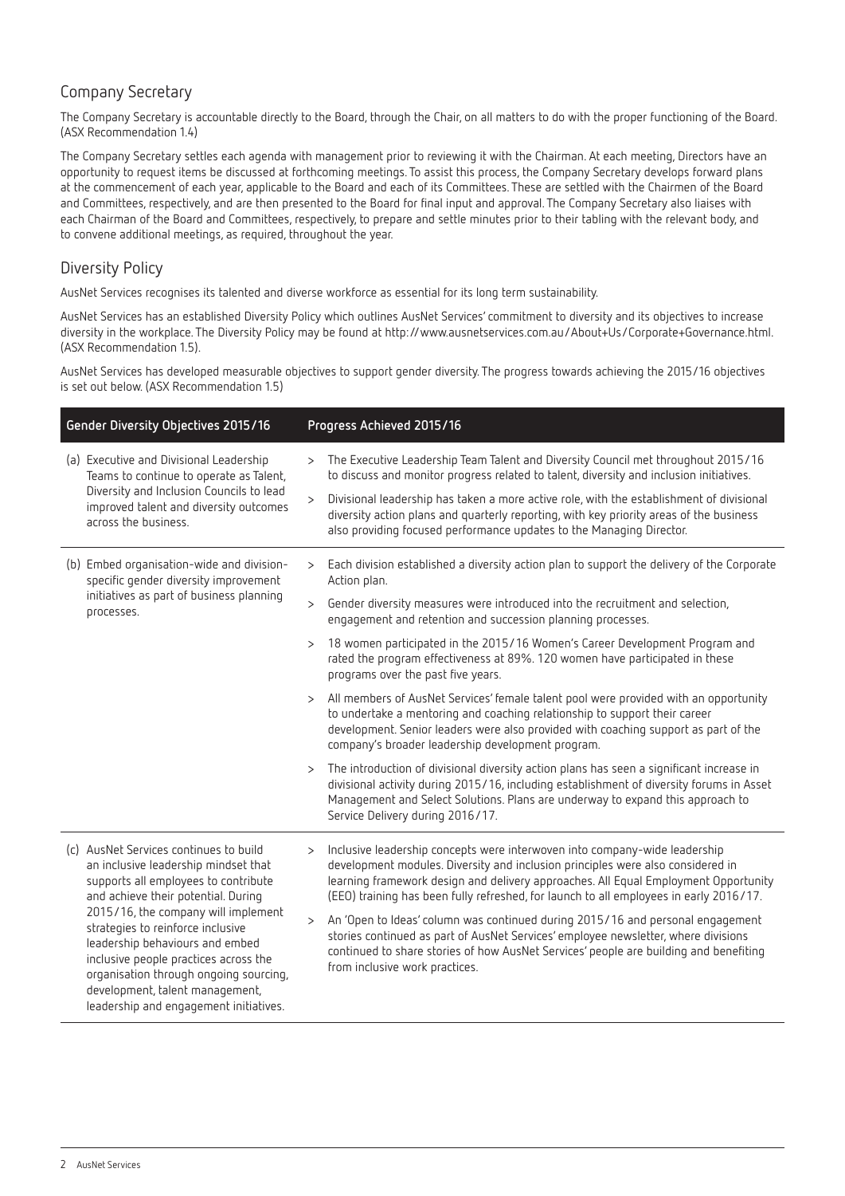## Company Secretary

The Company Secretary is accountable directly to the Board, through the Chair, on all matters to do with the proper functioning of the Board. (ASX Recommendation 1.4)

The Company Secretary settles each agenda with management prior to reviewing it with the Chairman. At each meeting, Directors have an opportunity to request items be discussed at forthcoming meetings. To assist this process, the Company Secretary develops forward plans at the commencement of each year, applicable to the Board and each of its Committees. These are settled with the Chairmen of the Board and Committees, respectively, and are then presented to the Board for final input and approval. The Company Secretary also liaises with each Chairman of the Board and Committees, respectively, to prepare and settle minutes prior to their tabling with the relevant body, and to convene additional meetings, as required, throughout the year.

## Diversity Policy

AusNet Services recognises its talented and diverse workforce as essential for its long term sustainability.

AusNet Services has an established Diversity Policy which outlines AusNet Services' commitment to diversity and its objectives to increase diversity in the workplace. The Diversity Policy may be found at http://www.ausnetservices.com.au/About+Us/Corporate+Governance.html. (ASX Recommendation 1.5).

AusNet Services has developed measurable objectives to support gender diversity. The progress towards achieving the 2015/16 objectives is set out below. (ASX Recommendation 1.5)

| Gender Diversity Objectives 2015/16 | Progress Achieved 2015/16 |
|---|---|
| (a) Executive and Divisional Leadership Teams to continue to operate as Talent, Diversity and Inclusion Councils to lead improved talent and diversity outcomes across the business. | > The Executive Leadership Team Talent and Diversity Council met throughout 2015/16 to discuss and monitor progress related to talent, diversity and inclusion initiatives.<br>> Divisional leadership has taken a more active role, with the establishment of divisional diversity action plans and quarterly reporting, with key priority areas of the business also providing focused performance updates to the Managing Director. |
| (b) Embed organisation-wide and division-specific gender diversity improvement initiatives as part of business planning processes. | > Each division established a diversity action plan to support the delivery of the Corporate Action plan.<br>> Gender diversity measures were introduced into the recruitment and selection, engagement and retention and succession planning processes.<br>> 18 women participated in the 2015/16 Women's Career Development Program and rated the program effectiveness at 89%. 120 women have participated in these programs over the past five years.<br>> All members of AusNet Services' female talent pool were provided with an opportunity to undertake a mentoring and coaching relationship to support their career development. Senior leaders were also provided with coaching support as part of the company's broader leadership development program.<br>> The introduction of divisional diversity action plans has seen a significant increase in divisional activity during 2015/16, including establishment of diversity forums in Asset Management and Select Solutions. Plans are underway to expand this approach to Service Delivery during 2016/17. |
| (c) AusNet Services continues to build an inclusive leadership mindset that supports all employees to contribute and achieve their potential. During 2015/16, the company will implement strategies to reinforce inclusive leadership behaviours and embed inclusive people practices across the organisation through ongoing sourcing, development, talent management, leadership and engagement initiatives. | > Inclusive leadership concepts were interwoven into company-wide leadership development modules. Diversity and inclusion principles were also considered in learning framework design and delivery approaches. All Equal Employment Opportunity (EEO) training has been fully refreshed, for launch to all employees in early 2016/17.<br>> An 'Open to Ideas' column was continued during 2015/16 and personal engagement stories continued as part of AusNet Services' employee newsletter, where divisions continued to share stories of how AusNet Services' people are building and benefiting from inclusive work practices. |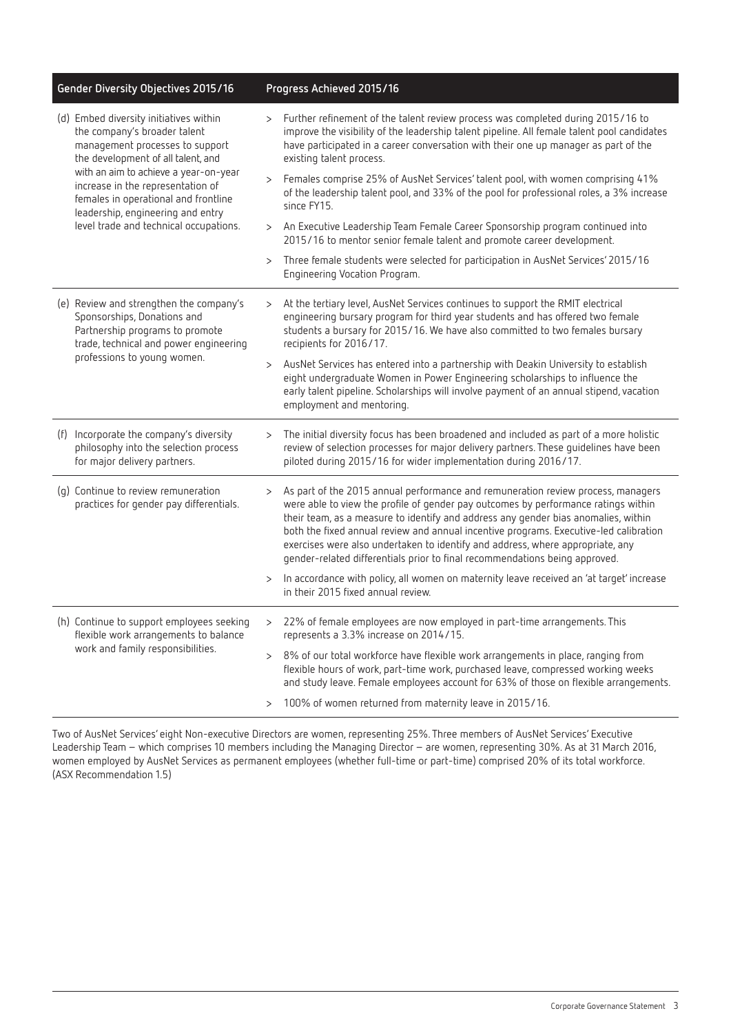| Gender Diversity Objectives 2015/16 | Progress Achieved 2015/16 |
|---|---|
| (d) Embed diversity initiatives within the company's broader talent management processes to support the development of all talent, and with an aim to achieve a year-on-year increase in the representation of females in operational and frontline leadership, engineering and entry level trade and technical occupations. | > Further refinement of the talent review process was completed during 2015/16 to improve the visibility of the leadership talent pipeline. All female talent pool candidates have participated in a career conversation with their one up manager as part of the existing talent process.<br>> Females comprise 25% of AusNet Services' talent pool, with women comprising 41% of the leadership talent pool, and 33% of the pool for professional roles, a 3% increase since FY15.<br>> An Executive Leadership Team Female Career Sponsorship program continued into 2015/16 to mentor senior female talent and promote career development.<br>> Three female students were selected for participation in AusNet Services' 2015/16 Engineering Vocation Program. |
| (e) Review and strengthen the company's Sponsorships, Donations and Partnership programs to promote trade, technical and power engineering professions to young women. | > At the tertiary level, AusNet Services continues to support the RMIT electrical engineering bursary program for third year students and has offered two female students a bursary for 2015/16. We have also committed to two females bursary recipients for 2016/17.<br>> AusNet Services has entered into a partnership with Deakin University to establish eight undergraduate Women in Power Engineering scholarships to influence the early talent pipeline. Scholarships will involve payment of an annual stipend, vacation employment and mentoring. |
| (f) Incorporate the company's diversity philosophy into the selection process for major delivery partners. | > The initial diversity focus has been broadened and included as part of a more holistic review of selection processes for major delivery partners. These guidelines have been piloted during 2015/16 for wider implementation during 2016/17. |
| (g) Continue to review remuneration practices for gender pay differentials. | > As part of the 2015 annual performance and remuneration review process, managers were able to view the profile of gender pay outcomes by performance ratings within their team, as a measure to identify and address any gender bias anomalies, within both the fixed annual review and annual incentive programs. Executive-led calibration exercises were also undertaken to identify and address, where appropriate, any gender-related differentials prior to final recommendations being approved.<br>> In accordance with policy, all women on maternity leave received an 'at target' increase in their 2015 fixed annual review. |
| (h) Continue to support employees seeking flexible work arrangements to balance work and family responsibilities. | > 22% of female employees are now employed in part-time arrangements. This represents a 3.3% increase on 2014/15.<br>> 8% of our total workforce have flexible work arrangements in place, ranging from flexible hours of work, part-time work, purchased leave, compressed working weeks and study leave. Female employees account for 63% of those on flexible arrangements.<br>> 100% of women returned from maternity leave in 2015/16. |

Two of AusNet Services' eight Non-executive Directors are women, representing 25%. Three members of AusNet Services' Executive Leadership Team – which comprises 10 members including the Managing Director – are women, representing 30%. As at 31 March 2016, women employed by AusNet Services as permanent employees (whether full-time or part-time) comprised 20% of its total workforce. (ASX Recommendation 1.5)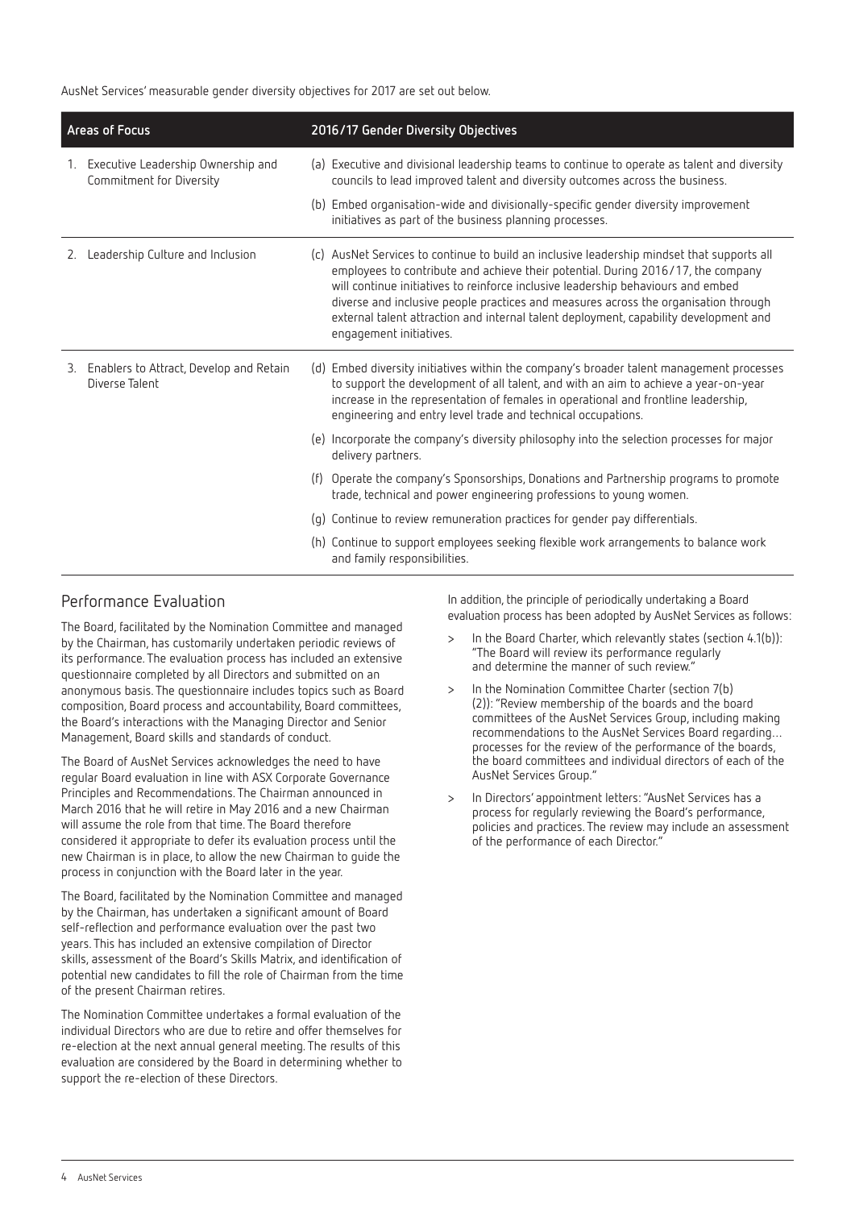AusNet Services' measurable gender diversity objectives for 2017 are set out below.

| Areas of Focus | 2016/17 Gender Diversity Objectives |
|---|---|
| 1. Executive Leadership Ownership and Commitment for Diversity | (a) Executive and divisional leadership teams to continue to operate as talent and diversity councils to lead improved talent and diversity outcomes across the business. |
| | (b) Embed organisation-wide and divisionally-specific gender diversity improvement initiatives as part of the business planning processes. |
| 2. Leadership Culture and Inclusion | (c) AusNet Services to continue to build an inclusive leadership mindset that supports all employees to contribute and achieve their potential. During 2016/17, the company will continue initiatives to reinforce inclusive leadership behaviours and embed diverse and inclusive people practices and measures across the organisation through external talent attraction and internal talent deployment, capability development and engagement initiatives. |
| 3. Enablers to Attract, Develop and Retain Diverse Talent | (d) Embed diversity initiatives within the company's broader talent management processes to support the development of all talent, and with an aim to achieve a year-on-year increase in the representation of females in operational and frontline leadership, engineering and entry level trade and technical occupations. |
| | (e) Incorporate the company's diversity philosophy into the selection processes for major delivery partners. |
| | (f) Operate the company's Sponsorships, Donations and Partnership programs to promote trade, technical and power engineering professions to young women. |
| | (g) Continue to review remuneration practices for gender pay differentials. |
| | (h) Continue to support employees seeking flexible work arrangements to balance work and family responsibilities. |

## Performance Evaluation

The Board, facilitated by the Nomination Committee and managed by the Chairman, has customarily undertaken periodic reviews of its performance. The evaluation process has included an extensive questionnaire completed by all Directors and submitted on an anonymous basis. The questionnaire includes topics such as Board composition, Board process and accountability, Board committees, the Board's interactions with the Managing Director and Senior Management, Board skills and standards of conduct.

The Board of AusNet Services acknowledges the need to have regular Board evaluation in line with ASX Corporate Governance Principles and Recommendations. The Chairman announced in March 2016 that he will retire in May 2016 and a new Chairman will assume the role from that time. The Board therefore considered it appropriate to defer its evaluation process until the new Chairman is in place, to allow the new Chairman to guide the process in conjunction with the Board later in the year.

The Board, facilitated by the Nomination Committee and managed by the Chairman, has undertaken a significant amount of Board self-reflection and performance evaluation over the past two years. This has included an extensive compilation of Director skills, assessment of the Board's Skills Matrix, and identification of potential new candidates to fill the role of Chairman from the time of the present Chairman retires.

The Nomination Committee undertakes a formal evaluation of the individual Directors who are due to retire and offer themselves for re-election at the next annual general meeting. The results of this evaluation are considered by the Board in determining whether to support the re-election of these Directors.

In addition, the principle of periodically undertaking a Board evaluation process has been adopted by AusNet Services as follows:

> In the Board Charter, which relevantly states (section 4.1(b)): "The Board will review its performance regularly and determine the manner of such review."

> In the Nomination Committee Charter (section 7(b)(2)): "Review membership of the boards and the board committees of the AusNet Services Group, including making recommendations to the AusNet Services Board regarding… processes for the review of the performance of the boards, the board committees and individual directors of each of the AusNet Services Group."

> In Directors' appointment letters: "AusNet Services has a process for regularly reviewing the Board's performance, policies and practices. The review may include an assessment of the performance of each Director."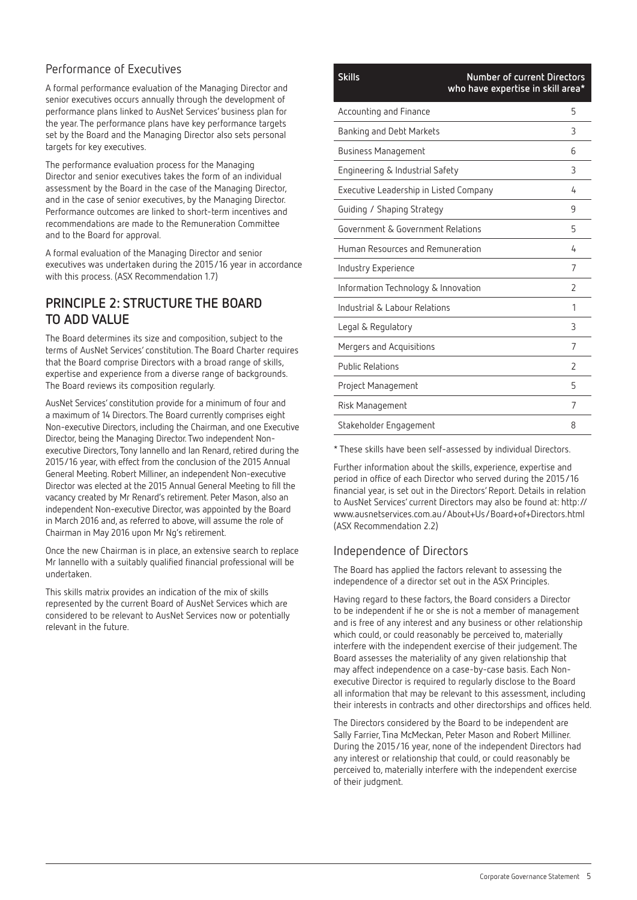### Performance of Executives

A formal performance evaluation of the Managing Director and senior executives occurs annually through the development of performance plans linked to AusNet Services' business plan for the year. The performance plans have key performance targets set by the Board and the Managing Director also sets personal targets for key executives.

The performance evaluation process for the Managing Director and senior executives takes the form of an individual assessment by the Board in the case of the Managing Director, and in the case of senior executives, by the Managing Director. Performance outcomes are linked to short-term incentives and recommendations are made to the Remuneration Committee and to the Board for approval.

A formal evaluation of the Managing Director and senior executives was undertaken during the 2015/16 year in accordance with this process. (ASX Recommendation 1.7)

## PRINCIPLE 2: STRUCTURE THE BOARD TO ADD VALUE

The Board determines its size and composition, subject to the terms of AusNet Services' constitution. The Board Charter requires that the Board comprise Directors with a broad range of skills, expertise and experience from a diverse range of backgrounds. The Board reviews its composition regularly.

AusNet Services' constitution provide for a minimum of four and a maximum of 14 Directors. The Board currently comprises eight Non-executive Directors, including the Chairman, and one Executive Director, being the Managing Director. Two independent Non-executive Directors, Tony Iannello and Ian Renard, retired during the 2015/16 year, with effect from the conclusion of the 2015 Annual General Meeting. Robert Milliner, an independent Non-executive Director was elected at the 2015 Annual General Meeting to fill the vacancy created by Mr Renard's retirement. Peter Mason, also an independent Non-executive Director, was appointed by the Board in March 2016 and, as referred to above, will assume the role of Chairman in May 2016 upon Mr Ng's retirement.

Once the new Chairman is in place, an extensive search to replace Mr Iannello with a suitably qualified financial professional will be undertaken.

This skills matrix provides an indication of the mix of skills represented by the current Board of AusNet Services which are considered to be relevant to AusNet Services now or potentially relevant in the future.

| Skills | Number of current Directors who have expertise in skill area* |
|---|---|
| Accounting and Finance | 5 |
| Banking and Debt Markets | 3 |
| Business Management | 6 |
| Engineering & Industrial Safety | 3 |
| Executive Leadership in Listed Company | 4 |
| Guiding / Shaping Strategy | 9 |
| Government & Government Relations | 5 |
| Human Resources and Remuneration | 4 |
| Industry Experience | 7 |
| Information Technology & Innovation | 2 |
| Industrial & Labour Relations | 1 |
| Legal & Regulatory | 3 |
| Mergers and Acquisitions | 7 |
| Public Relations | 2 |
| Project Management | 5 |
| Risk Management | 7 |
| Stakeholder Engagement | 8 |

* These skills have been self-assessed by individual Directors.

Further information about the skills, experience, expertise and period in office of each Director who served during the 2015/16 financial year, is set out in the Directors' Report. Details in relation to AusNet Services' current Directors may also be found at: http://www.ausnetservices.com.au/About+Us/Board+of+Directors.html (ASX Recommendation 2.2)

### Independence of Directors

The Board has applied the factors relevant to assessing the independence of a director set out in the ASX Principles.

Having regard to these factors, the Board considers a Director to be independent if he or she is not a member of management and is free of any interest and any business or other relationship which could, or could reasonably be perceived to, materially interfere with the independent exercise of their judgement. The Board assesses the materiality of any given relationship that may affect independence on a case-by-case basis. Each Non-executive Director is required to regularly disclose to the Board all information that may be relevant to this assessment, including their interests in contracts and other directorships and offices held.

The Directors considered by the Board to be independent are Sally Farrier, Tina McMeckan, Peter Mason and Robert Milliner. During the 2015/16 year, none of the independent Directors had any interest or relationship that could, or could reasonably be perceived to, materially interfere with the independent exercise of their judgment.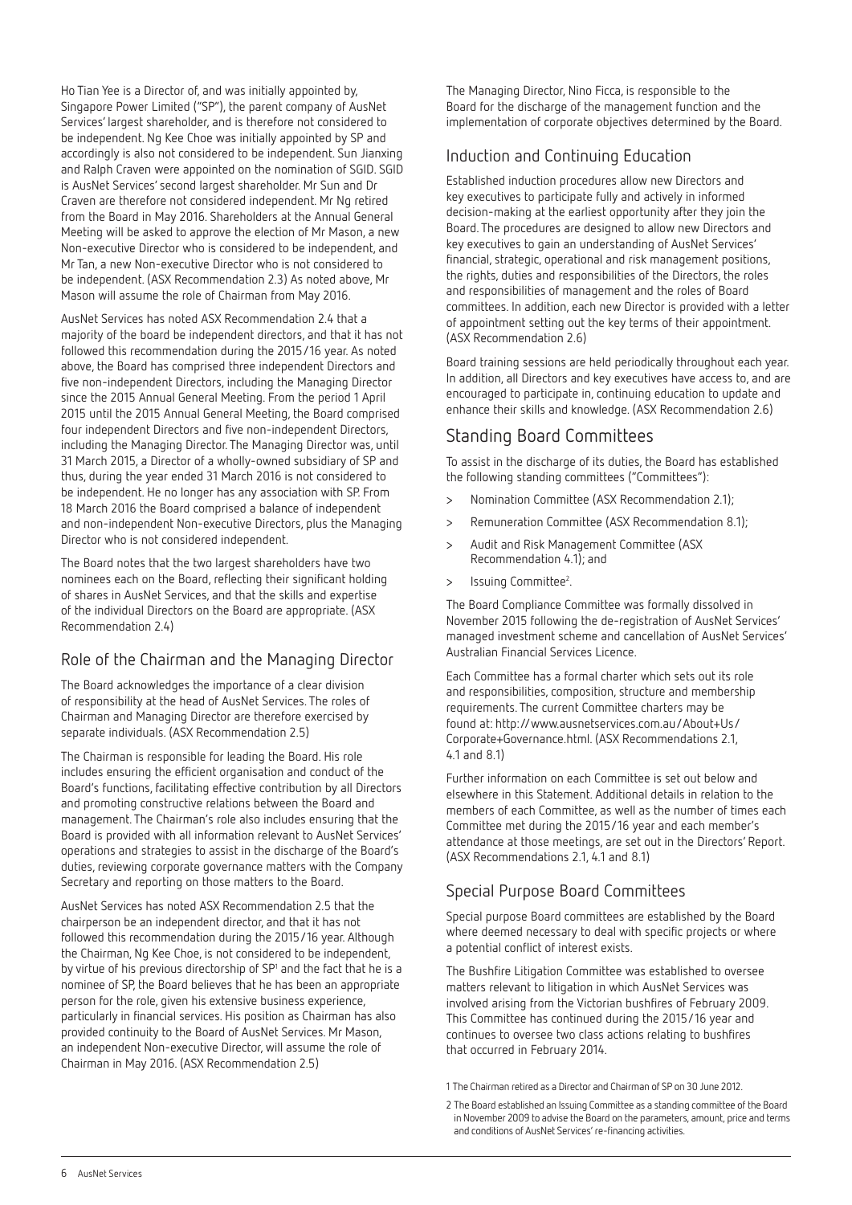Ho Tian Yee is a Director of, and was initially appointed by, Singapore Power Limited ("SP"), the parent company of AusNet Services' largest shareholder, and is therefore not considered to be independent. Ng Kee Choe was initially appointed by SP and accordingly is also not considered to be independent. Sun Jianxing and Ralph Craven were appointed on the nomination of SGID. SGID is AusNet Services' second largest shareholder. Mr Sun and Dr Craven are therefore not considered independent. Mr Ng retired from the Board in May 2016. Shareholders at the Annual General Meeting will be asked to approve the election of Mr Mason, a new Non-executive Director who is considered to be independent, and Mr Tan, a new Non-executive Director who is not considered to be independent. (ASX Recommendation 2.3) As noted above, Mr Mason will assume the role of Chairman from May 2016.

AusNet Services has noted ASX Recommendation 2.4 that a majority of the board be independent directors, and that it has not followed this recommendation during the 2015/16 year. As noted above, the Board has comprised three independent Directors and five non-independent Directors, including the Managing Director since the 2015 Annual General Meeting. From the period 1 April 2015 until the 2015 Annual General Meeting, the Board comprised four independent Directors and five non-independent Directors, including the Managing Director. The Managing Director was, until 31 March 2015, a Director of a wholly-owned subsidiary of SP and thus, during the year ended 31 March 2016 is not considered to be independent. He no longer has any association with SP. From 18 March 2016 the Board comprised a balance of independent and non-independent Non-executive Directors, plus the Managing Director who is not considered independent.

The Board notes that the two largest shareholders have two nominees each on the Board, reflecting their significant holding of shares in AusNet Services, and that the skills and expertise of the individual Directors on the Board are appropriate. (ASX Recommendation 2.4)

## Role of the Chairman and the Managing Director

The Board acknowledges the importance of a clear division of responsibility at the head of AusNet Services. The roles of Chairman and Managing Director are therefore exercised by separate individuals. (ASX Recommendation 2.5)

The Chairman is responsible for leading the Board. His role includes ensuring the efficient organisation and conduct of the Board's functions, facilitating effective contribution by all Directors and promoting constructive relations between the Board and management. The Chairman's role also includes ensuring that the Board is provided with all information relevant to AusNet Services' operations and strategies to assist in the discharge of the Board's duties, reviewing corporate governance matters with the Company Secretary and reporting on those matters to the Board.

AusNet Services has noted ASX Recommendation 2.5 that the chairperson be an independent director, and that it has not followed this recommendation during the 2015/16 year. Although the Chairman, Ng Kee Choe, is not considered to be independent, by virtue of his previous directorship of SP[1] and the fact that he is a nominee of SP, the Board believes that he has been an appropriate person for the role, given his extensive business experience, particularly in financial services. His position as Chairman has also provided continuity to the Board of AusNet Services. Mr Mason, an independent Non-executive Director, will assume the role of Chairman in May 2016. (ASX Recommendation 2.5)

The Managing Director, Nino Ficca, is responsible to the Board for the discharge of the management function and the implementation of corporate objectives determined by the Board.

## Induction and Continuing Education

Established induction procedures allow new Directors and key executives to participate fully and actively in informed decision-making at the earliest opportunity after they join the Board. The procedures are designed to allow new Directors and key executives to gain an understanding of AusNet Services' financial, strategic, operational and risk management positions, the rights, duties and responsibilities of the Directors, the roles and responsibilities of management and the roles of Board committees. In addition, each new Director is provided with a letter of appointment setting out the key terms of their appointment. (ASX Recommendation 2.6)

Board training sessions are held periodically throughout each year. In addition, all Directors and key executives have access to, and are encouraged to participate in, continuing education to update and enhance their skills and knowledge. (ASX Recommendation 2.6)

## Standing Board Committees

To assist in the discharge of its duties, the Board has established the following standing committees ("Committees"):

> Nomination Committee (ASX Recommendation 2.1);

> Remuneration Committee (ASX Recommendation 8.1);

> Audit and Risk Management Committee (ASX Recommendation 4.1); and

> Issuing Committee[2].

The Board Compliance Committee was formally dissolved in November 2015 following the de-registration of AusNet Services' managed investment scheme and cancellation of AusNet Services' Australian Financial Services Licence.

Each Committee has a formal charter which sets out its role and responsibilities, composition, structure and membership requirements. The current Committee charters may be found at: http://www.ausnetservices.com.au/About+Us/Corporate+Governance.html. (ASX Recommendations 2.1, 4.1 and 8.1)

Further information on each Committee is set out below and elsewhere in this Statement. Additional details in relation to the members of each Committee, as well as the number of times each Committee met during the 2015/16 year and each member's attendance at those meetings, are set out in the Directors' Report. (ASX Recommendations 2.1, 4.1 and 8.1)

## Special Purpose Board Committees

Special purpose Board committees are established by the Board where deemed necessary to deal with specific projects or where a potential conflict of interest exists.

The Bushfire Litigation Committee was established to oversee matters relevant to litigation in which AusNet Services was involved arising from the Victorian bushfires of February 2009. This Committee has continued during the 2015/16 year and continues to oversee two class actions relating to bushfires that occurred in February 2014.

1 The Chairman retired as a Director and Chairman of SP on 30 June 2012.

2 The Board established an Issuing Committee as a standing committee of the Board in November 2009 to advise the Board on the parameters, amount, price and terms and conditions of AusNet Services' re-financing activities.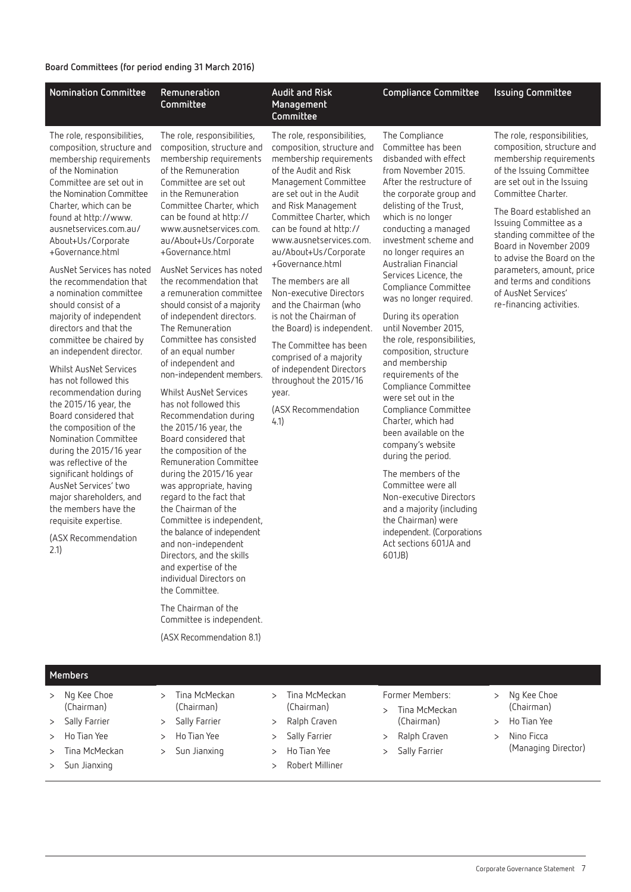**Board Committees (for period ending 31 March 2016)**

## Nomination Committee

The role, responsibilities, composition, structure and membership requirements of the Nomination Committee are set out in the Nomination Committee Charter, which can be found at http://www.ausnetservices.com.au/About+Us/Corporate+Governance.html

AusNet Services has noted the recommendation that a nomination committee should consist of a majority of independent directors and that the committee be chaired by an independent director.

Whilst AusNet Services has not followed this recommendation during the 2015/16 year, the Board considered that the composition of the Nomination Committee during the 2015/16 year was reflective of the significant holdings of AusNet Services' two major shareholders, and the members have the requisite expertise.

(ASX Recommendation 2.1)

**Members**

- Ng Kee Choe (Chairman)
- Sally Farrier
- Ho Tian Yee
- Tina McMeckan
- Sun Jianxing

## Remuneration Committee

The role, responsibilities, composition, structure and membership requirements of the Remuneration Committee are set out in the Remuneration Committee Charter, which can be found at http://www.ausnetservices.com.au/About+Us/Corporate+Governance.html

AusNet Services has noted the recommendation that a remuneration committee should consist of a majority of independent directors. The Remuneration Committee has consisted of an equal number of independent and non-independent members.

Whilst AusNet Services has not followed this Recommendation during the 2015/16 year, the Board considered that the composition of the Remuneration Committee during the 2015/16 year was appropriate, having regard to the fact that the Chairman of the Committee is independent, the balance of independent and non-independent Directors, and the skills and expertise of the individual Directors on the Committee.

The Chairman of the Committee is independent.

(ASX Recommendation 8.1)

**Members**

- Tina McMeckan (Chairman)
- Sally Farrier
- Ho Tian Yee
- Sun Jianxing

## Audit and Risk Management Committee

The role, responsibilities, composition, structure and membership requirements of the Audit and Risk Management Committee are set out in the Audit and Risk Management Committee Charter, which can be found at http://www.ausnetservices.com.au/About+Us/Corporate+Governance.html

The members are all Non-executive Directors and the Chairman (who is not the Chairman of the Board) is independent.

The Committee has been comprised of a majority of independent Directors throughout the 2015/16 year.

(ASX Recommendation 4.1)

**Members**

- Tina McMeckan (Chairman)
- Ralph Craven
- Sally Farrier
- Ho Tian Yee
- Robert Milliner

## Compliance Committee

The Compliance Committee has been disbanded with effect from November 2015. After the restructure of the corporate group and delisting of the Trust, which is no longer conducting a managed investment scheme and no longer requires an Australian Financial Services Licence, the Compliance Committee was no longer required.

During its operation until November 2015, the role, responsibilities, composition, structure and membership requirements of the Compliance Committee were set out in the Compliance Committee Charter, which had been available on the company's website during the period.

The members of the Committee were all Non-executive Directors and a majority (including the Chairman) were independent. (Corporations Act sections 601JA and 601JB)

**Former Members:**

- Tina McMeckan (Chairman)
- Ralph Craven
- Sally Farrier

## Issuing Committee

The role, responsibilities, composition, structure and membership requirements of the Issuing Committee are set out in the Issuing Committee Charter.

The Board established an Issuing Committee as a standing committee of the Board in November 2009 to advise the Board on the parameters, amount, price and terms and conditions of AusNet Services' re-financing activities.

**Members**

- Ng Kee Choe (Chairman)
- Ho Tian Yee
- Nino Ficca (Managing Director)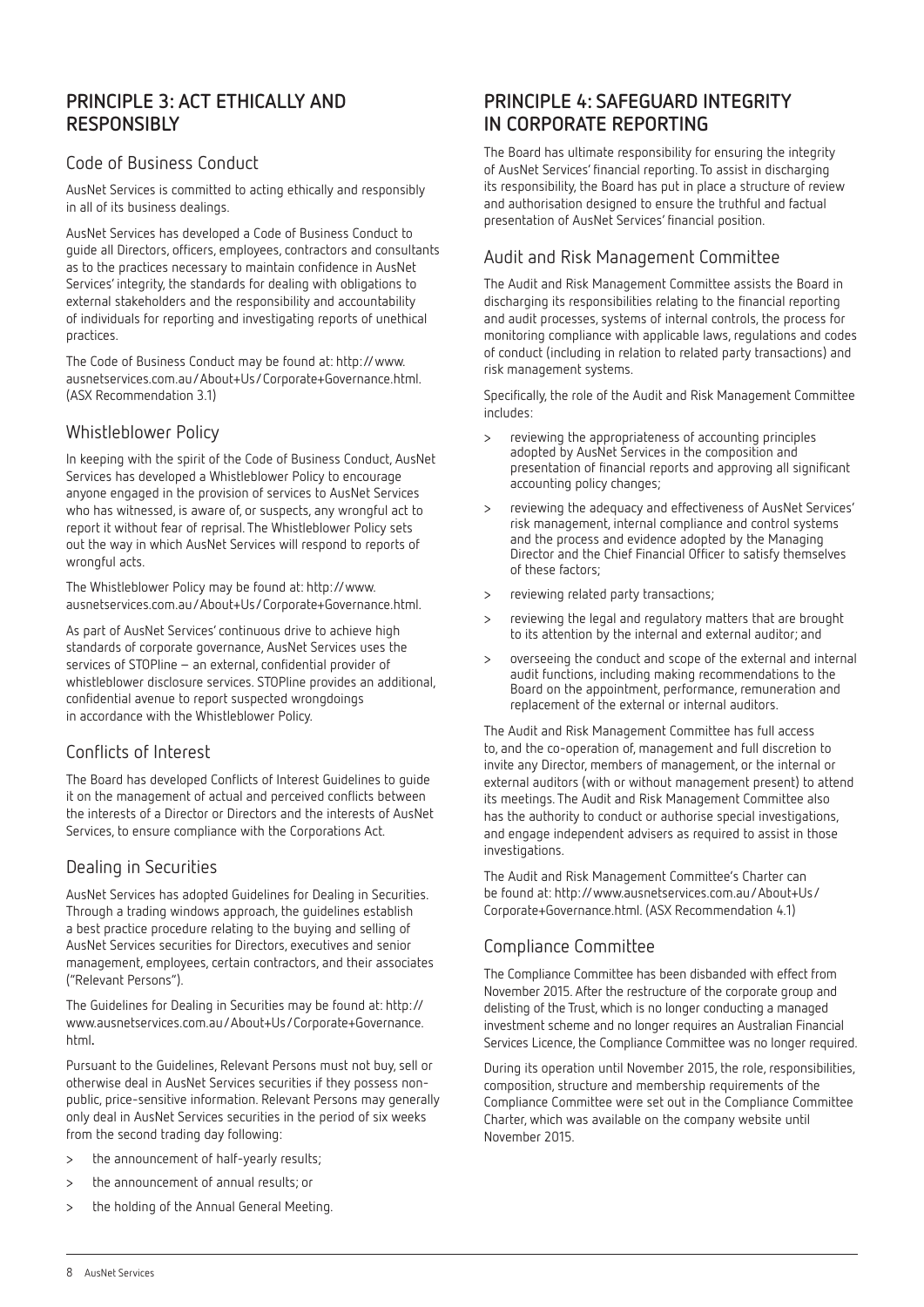## PRINCIPLE 3: ACT ETHICALLY AND RESPONSIBLY

### Code of Business Conduct

AusNet Services is committed to acting ethically and responsibly in all of its business dealings.

AusNet Services has developed a Code of Business Conduct to guide all Directors, officers, employees, contractors and consultants as to the practices necessary to maintain confidence in AusNet Services' integrity, the standards for dealing with obligations to external stakeholders and the responsibility and accountability of individuals for reporting and investigating reports of unethical practices.

The Code of Business Conduct may be found at: http://www.ausnetservices.com.au/About+Us/Corporate+Governance.html. (ASX Recommendation 3.1)

### Whistleblower Policy

In keeping with the spirit of the Code of Business Conduct, AusNet Services has developed a Whistleblower Policy to encourage anyone engaged in the provision of services to AusNet Services who has witnessed, is aware of, or suspects, any wrongful act to report it without fear of reprisal. The Whistleblower Policy sets out the way in which AusNet Services will respond to reports of wrongful acts.

The Whistleblower Policy may be found at: http://www.ausnetservices.com.au/About+Us/Corporate+Governance.html.

As part of AusNet Services' continuous drive to achieve high standards of corporate governance, AusNet Services uses the services of STOPline – an external, confidential provider of whistleblower disclosure services. STOPline provides an additional, confidential avenue to report suspected wrongdoings in accordance with the Whistleblower Policy.

### Conflicts of Interest

The Board has developed Conflicts of Interest Guidelines to guide it on the management of actual and perceived conflicts between the interests of a Director or Directors and the interests of AusNet Services, to ensure compliance with the Corporations Act.

### Dealing in Securities

AusNet Services has adopted Guidelines for Dealing in Securities. Through a trading windows approach, the guidelines establish a best practice procedure relating to the buying and selling of AusNet Services securities for Directors, executives and senior management, employees, certain contractors, and their associates ("Relevant Persons").

The Guidelines for Dealing in Securities may be found at: http://www.ausnetservices.com.au/About+Us/Corporate+Governance.html.

Pursuant to the Guidelines, Relevant Persons must not buy, sell or otherwise deal in AusNet Services securities if they possess non-public, price-sensitive information. Relevant Persons may generally only deal in AusNet Services securities in the period of six weeks from the second trading day following:

- the announcement of half-yearly results;
- the announcement of annual results; or
- the holding of the Annual General Meeting.

## PRINCIPLE 4: SAFEGUARD INTEGRITY IN CORPORATE REPORTING

The Board has ultimate responsibility for ensuring the integrity of AusNet Services' financial reporting. To assist in discharging its responsibility, the Board has put in place a structure of review and authorisation designed to ensure the truthful and factual presentation of AusNet Services' financial position.

### Audit and Risk Management Committee

The Audit and Risk Management Committee assists the Board in discharging its responsibilities relating to the financial reporting and audit processes, systems of internal controls, the process for monitoring compliance with applicable laws, regulations and codes of conduct (including in relation to related party transactions) and risk management systems.

Specifically, the role of the Audit and Risk Management Committee includes:

- reviewing the appropriateness of accounting principles adopted by AusNet Services in the composition and presentation of financial reports and approving all significant accounting policy changes;
- reviewing the adequacy and effectiveness of AusNet Services' risk management, internal compliance and control systems and the process and evidence adopted by the Managing Director and the Chief Financial Officer to satisfy themselves of these factors;
- reviewing related party transactions;
- reviewing the legal and regulatory matters that are brought to its attention by the internal and external auditor; and
- overseeing the conduct and scope of the external and internal audit functions, including making recommendations to the Board on the appointment, performance, remuneration and replacement of the external or internal auditors.

The Audit and Risk Management Committee has full access to, and the co-operation of, management and full discretion to invite any Director, members of management, or the internal or external auditors (with or without management present) to attend its meetings. The Audit and Risk Management Committee also has the authority to conduct or authorise special investigations, and engage independent advisers as required to assist in those investigations.

The Audit and Risk Management Committee's Charter can be found at: http://www.ausnetservices.com.au/About+Us/Corporate+Governance.html. (ASX Recommendation 4.1)

### Compliance Committee

The Compliance Committee has been disbanded with effect from November 2015. After the restructure of the corporate group and delisting of the Trust, which is no longer conducting a managed investment scheme and no longer requires an Australian Financial Services Licence, the Compliance Committee was no longer required.

During its operation until November 2015, the role, responsibilities, composition, structure and membership requirements of the Compliance Committee were set out in the Compliance Committee Charter, which was available on the company website until November 2015.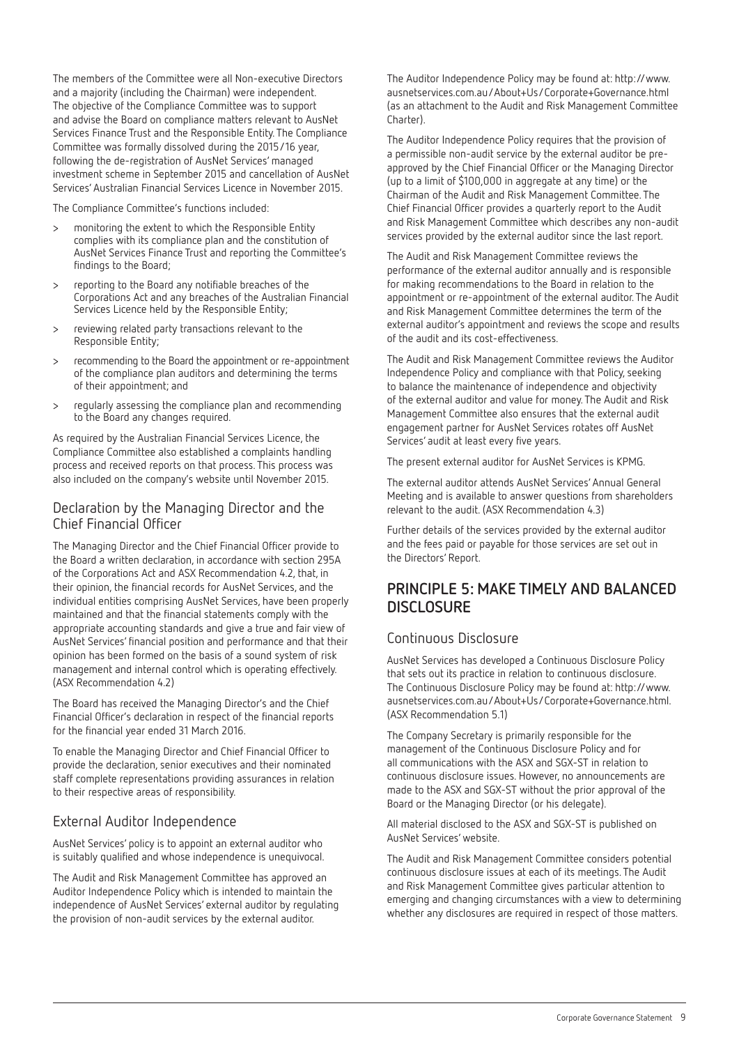The members of the Committee were all Non-executive Directors and a majority (including the Chairman) were independent. The objective of the Compliance Committee was to support and advise the Board on compliance matters relevant to AusNet Services Finance Trust and the Responsible Entity. The Compliance Committee was formally dissolved during the 2015/16 year, following the de-registration of AusNet Services' managed investment scheme in September 2015 and cancellation of AusNet Services' Australian Financial Services Licence in November 2015.

The Compliance Committee's functions included:

> monitoring the extent to which the Responsible Entity complies with its compliance plan and the constitution of AusNet Services Finance Trust and reporting the Committee's findings to the Board;

> reporting to the Board any notifiable breaches of the Corporations Act and any breaches of the Australian Financial Services Licence held by the Responsible Entity;

> reviewing related party transactions relevant to the Responsible Entity;

> recommending to the Board the appointment or re-appointment of the compliance plan auditors and determining the terms of their appointment; and

> regularly assessing the compliance plan and recommending to the Board any changes required.

As required by the Australian Financial Services Licence, the Compliance Committee also established a complaints handling process and received reports on that process. This process was also included on the company's website until November 2015.

## Declaration by the Managing Director and the Chief Financial Officer

The Managing Director and the Chief Financial Officer provide to the Board a written declaration, in accordance with section 295A of the Corporations Act and ASX Recommendation 4.2, that, in their opinion, the financial records for AusNet Services, and the individual entities comprising AusNet Services, have been properly maintained and that the financial statements comply with the appropriate accounting standards and give a true and fair view of AusNet Services' financial position and performance and that their opinion has been formed on the basis of a sound system of risk management and internal control which is operating effectively. (ASX Recommendation 4.2)

The Board has received the Managing Director's and the Chief Financial Officer's declaration in respect of the financial reports for the financial year ended 31 March 2016.

To enable the Managing Director and Chief Financial Officer to provide the declaration, senior executives and their nominated staff complete representations providing assurances in relation to their respective areas of responsibility.

## External Auditor Independence

AusNet Services' policy is to appoint an external auditor who is suitably qualified and whose independence is unequivocal.

The Audit and Risk Management Committee has approved an Auditor Independence Policy which is intended to maintain the independence of AusNet Services' external auditor by regulating the provision of non-audit services by the external auditor.

The Auditor Independence Policy may be found at: http://www.ausnetservices.com.au/About+Us/Corporate+Governance.html (as an attachment to the Audit and Risk Management Committee Charter).

The Auditor Independence Policy requires that the provision of a permissible non-audit service by the external auditor be pre-approved by the Chief Financial Officer or the Managing Director (up to a limit of $100,000 in aggregate at any time) or the Chairman of the Audit and Risk Management Committee. The Chief Financial Officer provides a quarterly report to the Audit and Risk Management Committee which describes any non-audit services provided by the external auditor since the last report.

The Audit and Risk Management Committee reviews the performance of the external auditor annually and is responsible for making recommendations to the Board in relation to the appointment or re-appointment of the external auditor. The Audit and Risk Management Committee determines the term of the external auditor's appointment and reviews the scope and results of the audit and its cost-effectiveness.

The Audit and Risk Management Committee reviews the Auditor Independence Policy and compliance with that Policy, seeking to balance the maintenance of independence and objectivity of the external auditor and value for money. The Audit and Risk Management Committee also ensures that the external audit engagement partner for AusNet Services rotates off AusNet Services' audit at least every five years.

The present external auditor for AusNet Services is KPMG.

The external auditor attends AusNet Services' Annual General Meeting and is available to answer questions from shareholders relevant to the audit. (ASX Recommendation 4.3)

Further details of the services provided by the external auditor and the fees paid or payable for those services are set out in the Directors' Report.

# PRINCIPLE 5: MAKE TIMELY AND BALANCED DISCLOSURE

## Continuous Disclosure

AusNet Services has developed a Continuous Disclosure Policy that sets out its practice in relation to continuous disclosure. The Continuous Disclosure Policy may be found at: http://www.ausnetservices.com.au/About+Us/Corporate+Governance.html. (ASX Recommendation 5.1)

The Company Secretary is primarily responsible for the management of the Continuous Disclosure Policy and for all communications with the ASX and SGX-ST in relation to continuous disclosure issues. However, no announcements are made to the ASX and SGX-ST without the prior approval of the Board or the Managing Director (or his delegate).

All material disclosed to the ASX and SGX-ST is published on AusNet Services' website.

The Audit and Risk Management Committee considers potential continuous disclosure issues at each of its meetings. The Audit and Risk Management Committee gives particular attention to emerging and changing circumstances with a view to determining whether any disclosures are required in respect of those matters.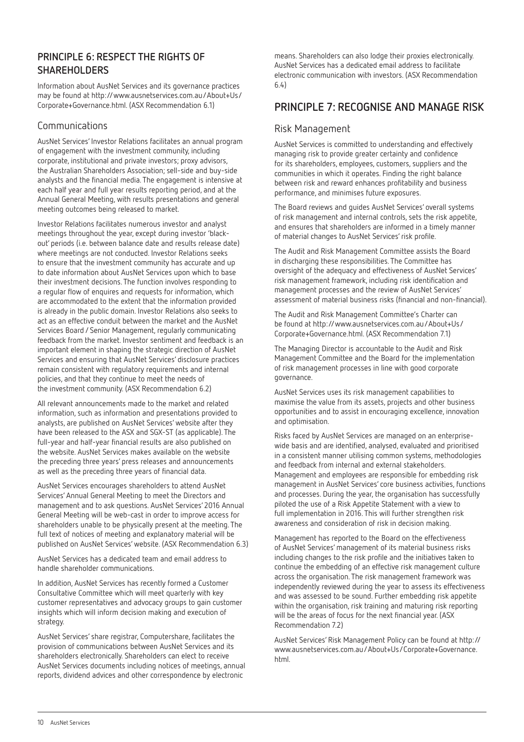## PRINCIPLE 6: RESPECT THE RIGHTS OF SHAREHOLDERS

Information about AusNet Services and its governance practices may be found at http://www.ausnetservices.com.au/About+Us/Corporate+Governance.html. (ASX Recommendation 6.1)

### Communications

AusNet Services' Investor Relations facilitates an annual program of engagement with the investment community, including corporate, institutional and private investors; proxy advisors, the Australian Shareholders Association; sell-side and buy-side analysts and the financial media. The engagement is intensive at each half year and full year results reporting period, and at the Annual General Meeting, with results presentations and general meeting outcomes being released to market.

Investor Relations facilitates numerous investor and analyst meetings throughout the year, except during investor 'black-out' periods (i.e. between balance date and results release date) where meetings are not conducted. Investor Relations seeks to ensure that the investment community has accurate and up to date information about AusNet Services upon which to base their investment decisions. The function involves responding to a regular flow of enquires and requests for information, which are accommodated to the extent that the information provided is already in the public domain. Investor Relations also seeks to act as an effective conduit between the market and the AusNet Services Board / Senior Management, regularly communicating feedback from the market. Investor sentiment and feedback is an important element in shaping the strategic direction of AusNet Services and ensuring that AusNet Services' disclosure practices remain consistent with regulatory requirements and internal policies, and that they continue to meet the needs of the investment community. (ASX Recommendation 6.2)

All relevant announcements made to the market and related information, such as information and presentations provided to analysts, are published on AusNet Services' website after they have been released to the ASX and SGX-ST (as applicable). The full-year and half-year financial results are also published on the website. AusNet Services makes available on the website the preceding three years' press releases and announcements as well as the preceding three years of financial data.

AusNet Services encourages shareholders to attend AusNet Services' Annual General Meeting to meet the Directors and management and to ask questions. AusNet Services' 2016 Annual General Meeting will be web-cast in order to improve access for shareholders unable to be physically present at the meeting. The full text of notices of meeting and explanatory material will be published on AusNet Services' website. (ASX Recommendation 6.3)

AusNet Services has a dedicated team and email address to handle shareholder communications.

In addition, AusNet Services has recently formed a Customer Consultative Committee which will meet quarterly with key customer representatives and advocacy groups to gain customer insights which will inform decision making and execution of strategy.

AusNet Services' share registrar, Computershare, facilitates the provision of communications between AusNet Services and its shareholders electronically. Shareholders can elect to receive AusNet Services documents including notices of meetings, annual reports, dividend advices and other correspondence by electronic means. Shareholders can also lodge their proxies electronically. AusNet Services has a dedicated email address to facilitate electronic communication with investors. (ASX Recommendation 6.4)

## PRINCIPLE 7: RECOGNISE AND MANAGE RISK

### Risk Management

AusNet Services is committed to understanding and effectively managing risk to provide greater certainty and confidence for its shareholders, employees, customers, suppliers and the communities in which it operates. Finding the right balance between risk and reward enhances profitability and business performance, and minimises future exposures.

The Board reviews and guides AusNet Services' overall systems of risk management and internal controls, sets the risk appetite, and ensures that shareholders are informed in a timely manner of material changes to AusNet Services' risk profile.

The Audit and Risk Management Committee assists the Board in discharging these responsibilities. The Committee has oversight of the adequacy and effectiveness of AusNet Services' risk management framework, including risk identification and management processes and the review of AusNet Services' assessment of material business risks (financial and non-financial).

The Audit and Risk Management Committee's Charter can be found at http://www.ausnetservices.com.au/About+Us/Corporate+Governance.html. (ASX Recommendation 7.1)

The Managing Director is accountable to the Audit and Risk Management Committee and the Board for the implementation of risk management processes in line with good corporate governance.

AusNet Services uses its risk management capabilities to maximise the value from its assets, projects and other business opportunities and to assist in encouraging excellence, innovation and optimisation.

Risks faced by AusNet Services are managed on an enterprise-wide basis and are identified, analysed, evaluated and prioritised in a consistent manner utilising common systems, methodologies and feedback from internal and external stakeholders. Management and employees are responsible for embedding risk management in AusNet Services' core business activities, functions and processes. During the year, the organisation has successfully piloted the use of a Risk Appetite Statement with a view to full implementation in 2016. This will further strengthen risk awareness and consideration of risk in decision making.

Management has reported to the Board on the effectiveness of AusNet Services' management of its material business risks including changes to the risk profile and the initiatives taken to continue the embedding of an effective risk management culture across the organisation. The risk management framework was independently reviewed during the year to assess its effectiveness and was assessed to be sound. Further embedding risk appetite within the organisation, risk training and maturing risk reporting will be the areas of focus for the next financial year. (ASX Recommendation 7.2)

AusNet Services' Risk Management Policy can be found at http://www.ausnetservices.com.au/About+Us/Corporate+Governance.html.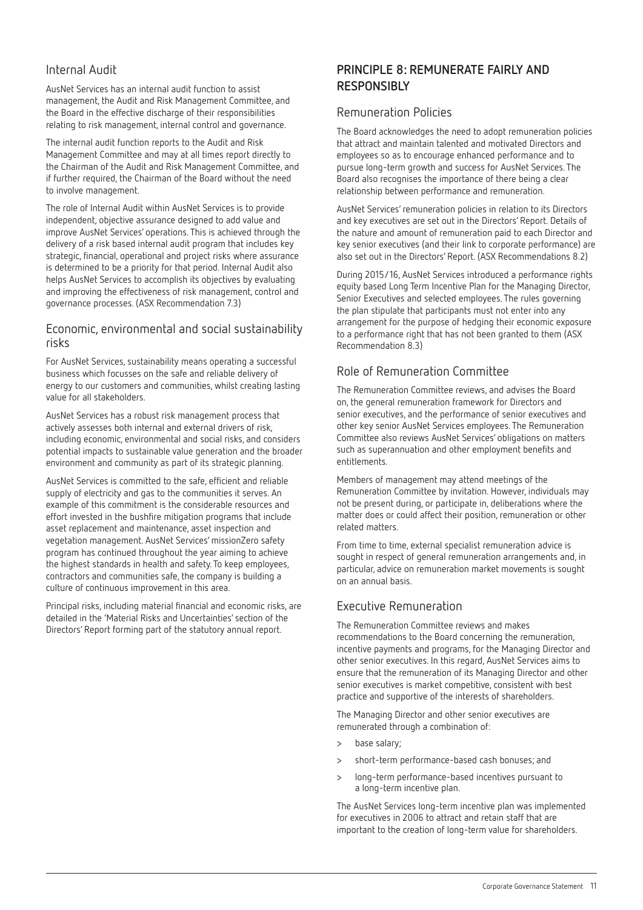## Internal Audit

AusNet Services has an internal audit function to assist management, the Audit and Risk Management Committee, and the Board in the effective discharge of their responsibilities relating to risk management, internal control and governance.

The internal audit function reports to the Audit and Risk Management Committee and may at all times report directly to the Chairman of the Audit and Risk Management Committee, and if further required, the Chairman of the Board without the need to involve management.

The role of Internal Audit within AusNet Services is to provide independent, objective assurance designed to add value and improve AusNet Services' operations. This is achieved through the delivery of a risk based internal audit program that includes key strategic, financial, operational and project risks where assurance is determined to be a priority for that period. Internal Audit also helps AusNet Services to accomplish its objectives by evaluating and improving the effectiveness of risk management, control and governance processes. (ASX Recommendation 7.3)

## Economic, environmental and social sustainability risks

For AusNet Services, sustainability means operating a successful business which focusses on the safe and reliable delivery of energy to our customers and communities, whilst creating lasting value for all stakeholders.

AusNet Services has a robust risk management process that actively assesses both internal and external drivers of risk, including economic, environmental and social risks, and considers potential impacts to sustainable value generation and the broader environment and community as part of its strategic planning.

AusNet Services is committed to the safe, efficient and reliable supply of electricity and gas to the communities it serves. An example of this commitment is the considerable resources and effort invested in the bushfire mitigation programs that include asset replacement and maintenance, asset inspection and vegetation management. AusNet Services' missionZero safety program has continued throughout the year aiming to achieve the highest standards in health and safety. To keep employees, contractors and communities safe, the company is building a culture of continuous improvement in this area.

Principal risks, including material financial and economic risks, are detailed in the 'Material Risks and Uncertainties' section of the Directors' Report forming part of the statutory annual report.

# PRINCIPLE 8: REMUNERATE FAIRLY AND RESPONSIBLY

## Remuneration Policies

The Board acknowledges the need to adopt remuneration policies that attract and maintain talented and motivated Directors and employees so as to encourage enhanced performance and to pursue long-term growth and success for AusNet Services. The Board also recognises the importance of there being a clear relationship between performance and remuneration.

AusNet Services' remuneration policies in relation to its Directors and key executives are set out in the Directors' Report. Details of the nature and amount of remuneration paid to each Director and key senior executives (and their link to corporate performance) are also set out in the Directors' Report. (ASX Recommendations 8.2)

During 2015/16, AusNet Services introduced a performance rights equity based Long Term Incentive Plan for the Managing Director, Senior Executives and selected employees. The rules governing the plan stipulate that participants must not enter into any arrangement for the purpose of hedging their economic exposure to a performance right that has not been granted to them (ASX Recommendation 8.3)

## Role of Remuneration Committee

The Remuneration Committee reviews, and advises the Board on, the general remuneration framework for Directors and senior executives, and the performance of senior executives and other key senior AusNet Services employees. The Remuneration Committee also reviews AusNet Services' obligations on matters such as superannuation and other employment benefits and entitlements.

Members of management may attend meetings of the Remuneration Committee by invitation. However, individuals may not be present during, or participate in, deliberations where the matter does or could affect their position, remuneration or other related matters.

From time to time, external specialist remuneration advice is sought in respect of general remuneration arrangements and, in particular, advice on remuneration market movements is sought on an annual basis.

## Executive Remuneration

The Remuneration Committee reviews and makes recommendations to the Board concerning the remuneration, incentive payments and programs, for the Managing Director and other senior executives. In this regard, AusNet Services aims to ensure that the remuneration of its Managing Director and other senior executives is market competitive, consistent with best practice and supportive of the interests of shareholders.

The Managing Director and other senior executives are remunerated through a combination of:

- base salary;
- short-term performance-based cash bonuses; and
- long-term performance-based incentives pursuant to a long-term incentive plan.

The AusNet Services long-term incentive plan was implemented for executives in 2006 to attract and retain staff that are important to the creation of long-term value for shareholders.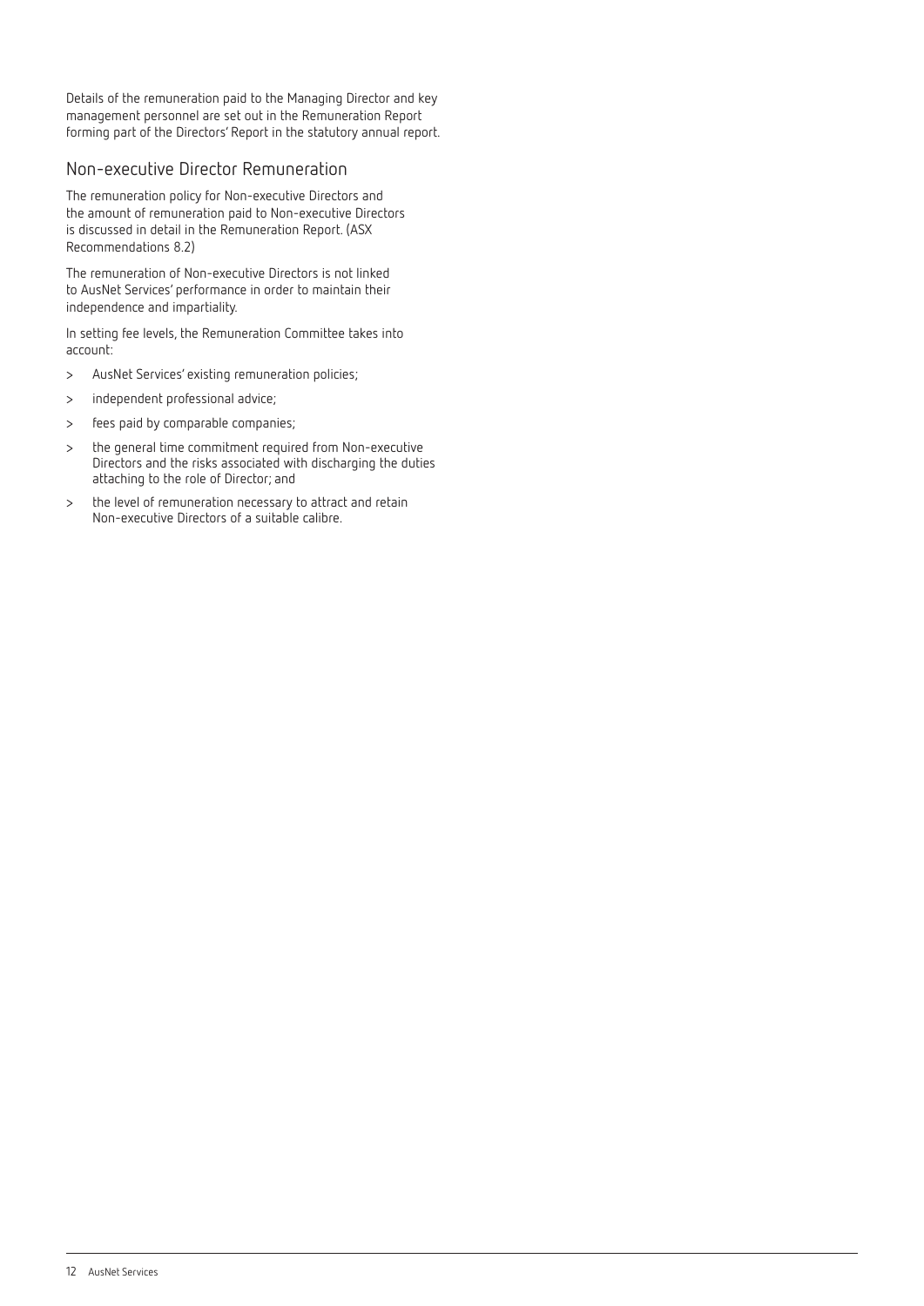Details of the remuneration paid to the Managing Director and key management personnel are set out in the Remuneration Report forming part of the Directors' Report in the statutory annual report.

## Non-executive Director Remuneration

The remuneration policy for Non-executive Directors and the amount of remuneration paid to Non-executive Directors is discussed in detail in the Remuneration Report. (ASX Recommendations 8.2)

The remuneration of Non-executive Directors is not linked to AusNet Services' performance in order to maintain their independence and impartiality.

In setting fee levels, the Remuneration Committee takes into account:

- AusNet Services' existing remuneration policies;
- independent professional advice;
- fees paid by comparable companies;
- the general time commitment required from Non-executive Directors and the risks associated with discharging the duties attaching to the role of Director; and
- the level of remuneration necessary to attract and retain Non-executive Directors of a suitable calibre.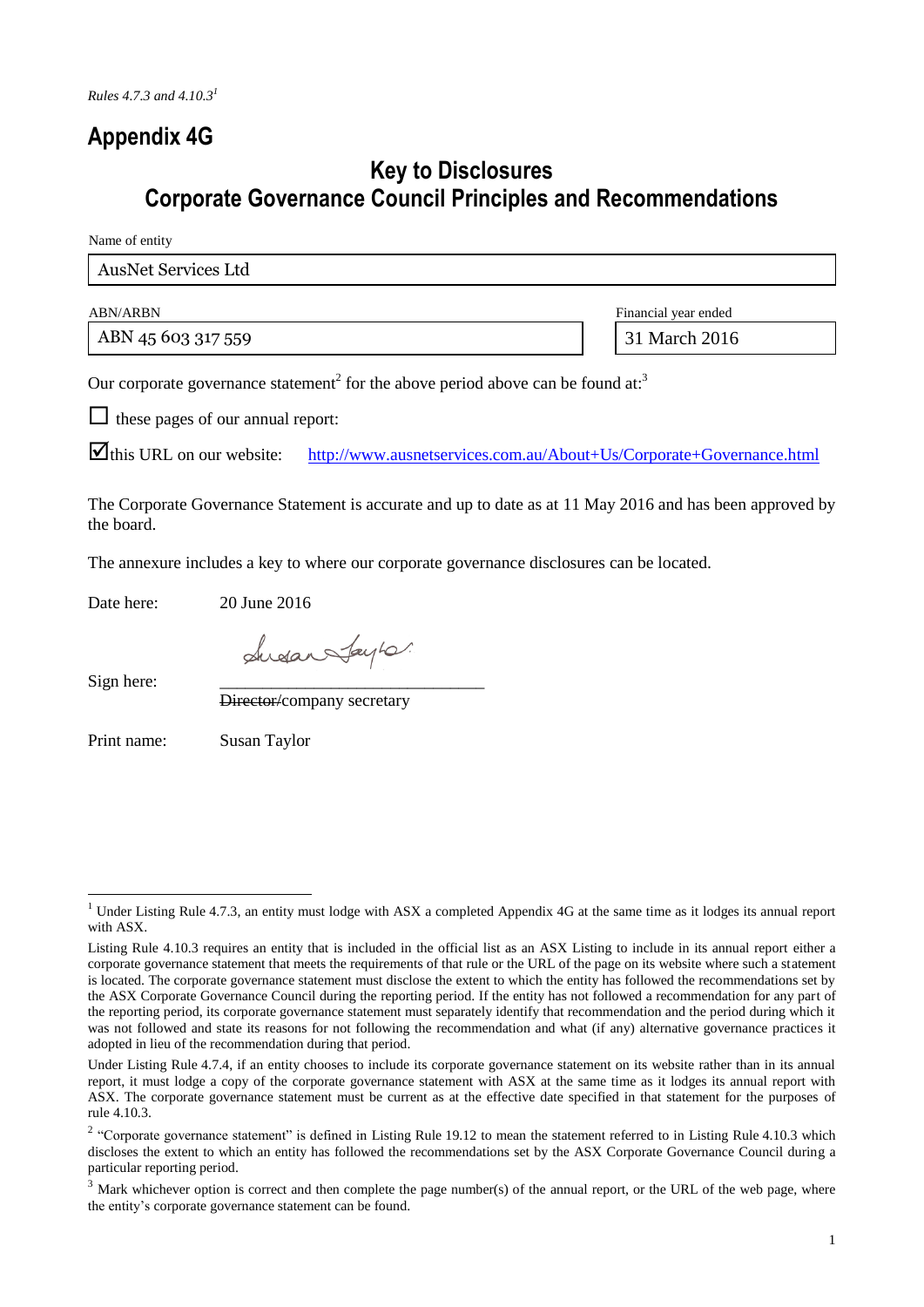*Rules 4.7.3 and 4.10.3*[1]

# Appendix 4G

## Key to Disclosures
## Corporate Governance Council Principles and Recommendations

Name of entity

AusNet Services Ltd

| ABN/ARBN | Financial year ended |
| --- | --- |
| ABN 45 603 317 559 | 31 March 2016 |

Our corporate governance statement[2] for the above period above can be found at:[3]

☐ these pages of our annual report:

☑ this URL on our website: http://www.ausnetservices.com.au/About+Us/Corporate+Governance.html

The Corporate Governance Statement is accurate and up to date as at 11 May 2016 and has been approved by the board.

The annexure includes a key to where our corporate governance disclosures can be located.

Date here: 20 June 2016

Sign here: ______________________________

~~Director/~~company secretary

Print name: Susan Taylor

---

[1] Under Listing Rule 4.7.3, an entity must lodge with ASX a completed Appendix 4G at the same time as it lodges its annual report with ASX.

Listing Rule 4.10.3 requires an entity that is included in the official list as an ASX Listing to include in its annual report either a corporate governance statement that meets the requirements of that rule or the URL of the page on its website where such a statement is located. The corporate governance statement must disclose the extent to which the entity has followed the recommendations set by the ASX Corporate Governance Council during the reporting period. If the entity has not followed a recommendation for any part of the reporting period, its corporate governance statement must separately identify that recommendation and the period during which it was not followed and state its reasons for not following the recommendation and what (if any) alternative governance practices it adopted in lieu of the recommendation during that period.

Under Listing Rule 4.7.4, if an entity chooses to include its corporate governance statement on its website rather than in its annual report, it must lodge a copy of the corporate governance statement with ASX at the same time as it lodges its annual report with ASX. The corporate governance statement must be current as at the effective date specified in that statement for the purposes of rule 4.10.3.

[2] "Corporate governance statement" is defined in Listing Rule 19.12 to mean the statement referred to in Listing Rule 4.10.3 which discloses the extent to which an entity has followed the recommendations set by the ASX Corporate Governance Council during a particular reporting period.

[3] Mark whichever option is correct and then complete the page number(s) of the annual report, or the URL of the web page, where the entity's corporate governance statement can be found.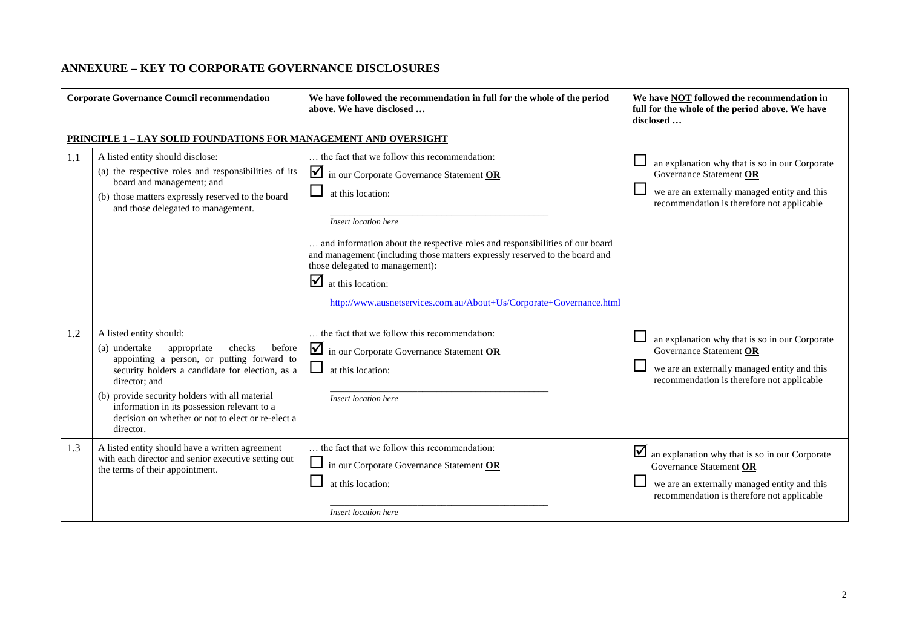# ANNEXURE – KEY TO CORPORATE GOVERNANCE DISCLOSURES

| | Corporate Governance Council recommendation | We have followed the recommendation in full for the whole of the period above. We have disclosed … | We have NOT followed the recommendation in full for the whole of the period above. We have disclosed … |
|---|---|---|---|
| **PRINCIPLE 1 – LAY SOLID FOUNDATIONS FOR MANAGEMENT AND OVERSIGHT** | | | |
| 1.1 | A listed entity should disclose:<br>(a) the respective roles and responsibilities of its board and management; and<br>(b) those matters expressly reserved to the board and those delegated to management. | … the fact that we follow this recommendation:<br>☑ in our Corporate Governance Statement **OR**<br>☐ at this location:<br>_Insert location here_<br>… and information about the respective roles and responsibilities of our board and management (including those matters expressly reserved to the board and those delegated to management):<br>☑ at this location:<br>http://www.ausnetservices.com.au/About+Us/Corporate+Governance.html | ☐ an explanation why that is so in our Corporate Governance Statement **OR**<br>☐ we are an externally managed entity and this recommendation is therefore not applicable |
| 1.2 | A listed entity should:<br>(a) undertake appropriate checks before appointing a person, or putting forward to security holders a candidate for election, as a director; and<br>(b) provide security holders with all material information in its possession relevant to a decision on whether or not to elect or re-elect a director. | … the fact that we follow this recommendation:<br>☑ in our Corporate Governance Statement **OR**<br>☐ at this location:<br>_Insert location here_ | ☐ an explanation why that is so in our Corporate Governance Statement **OR**<br>☐ we are an externally managed entity and this recommendation is therefore not applicable |
| 1.3 | A listed entity should have a written agreement with each director and senior executive setting out the terms of their appointment. | … the fact that we follow this recommendation:<br>☐ in our Corporate Governance Statement **OR**<br>☐ at this location:<br>_Insert location here_ | ☑ an explanation why that is so in our Corporate Governance Statement **OR**<br>☐ we are an externally managed entity and this recommendation is therefore not applicable |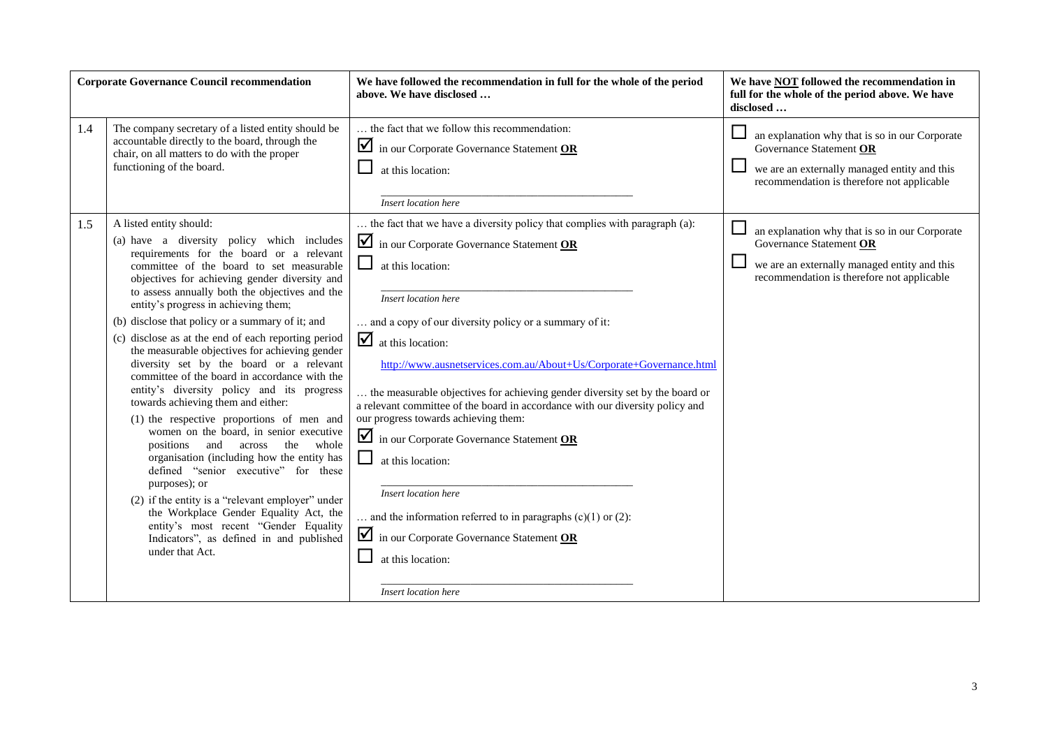| Corporate Governance Council recommendation | | We have followed the recommendation in full for the whole of the period above. We have disclosed … | We have **NOT** followed the recommendation in full for the whole of the period above. We have disclosed … |
|---|---|---|---|
| 1.4 | The company secretary of a listed entity should be accountable directly to the board, through the chair, on all matters to do with the proper functioning of the board. | … the fact that we follow this recommendation:<br>☑ in our Corporate Governance Statement **OR**<br>☐ at this location:<br>*Insert location here* | ☐ an explanation why that is so in our Corporate Governance Statement **OR**<br>☐ we are an externally managed entity and this recommendation is therefore not applicable |
| 1.5 | A listed entity should:<br>(a) have a diversity policy which includes requirements for the board or a relevant committee of the board to set measurable objectives for achieving gender diversity and to assess annually both the objectives and the entity's progress in achieving them;<br>(b) disclose that policy or a summary of it; and<br>(c) disclose as at the end of each reporting period the measurable objectives for achieving gender diversity set by the board or a relevant committee of the board in accordance with the entity's diversity policy and its progress towards achieving them and either:<br>(1) the respective proportions of men and women on the board, in senior executive positions and across the whole organisation (including how the entity has defined "senior executive" for these purposes); or<br>(2) if the entity is a "relevant employer" under the Workplace Gender Equality Act, the entity's most recent "Gender Equality Indicators", as defined in and published under that Act. | … the fact that we have a diversity policy that complies with paragraph (a):<br>☑ in our Corporate Governance Statement **OR**<br>☐ at this location:<br>*Insert location here*<br>… and a copy of our diversity policy or a summary of it:<br>☑ at this location:<br>http://www.ausnetservices.com.au/About+Us/Corporate+Governance.html<br>… the measurable objectives for achieving gender diversity set by the board or a relevant committee of the board in accordance with our diversity policy and our progress towards achieving them:<br>☑ in our Corporate Governance Statement **OR**<br>☐ at this location:<br>*Insert location here*<br>… and the information referred to in paragraphs (c)(1) or (2):<br>☑ in our Corporate Governance Statement **OR**<br>☐ at this location:<br>*Insert location here* | ☐ an explanation why that is so in our Corporate Governance Statement **OR**<br>☐ we are an externally managed entity and this recommendation is therefore not applicable |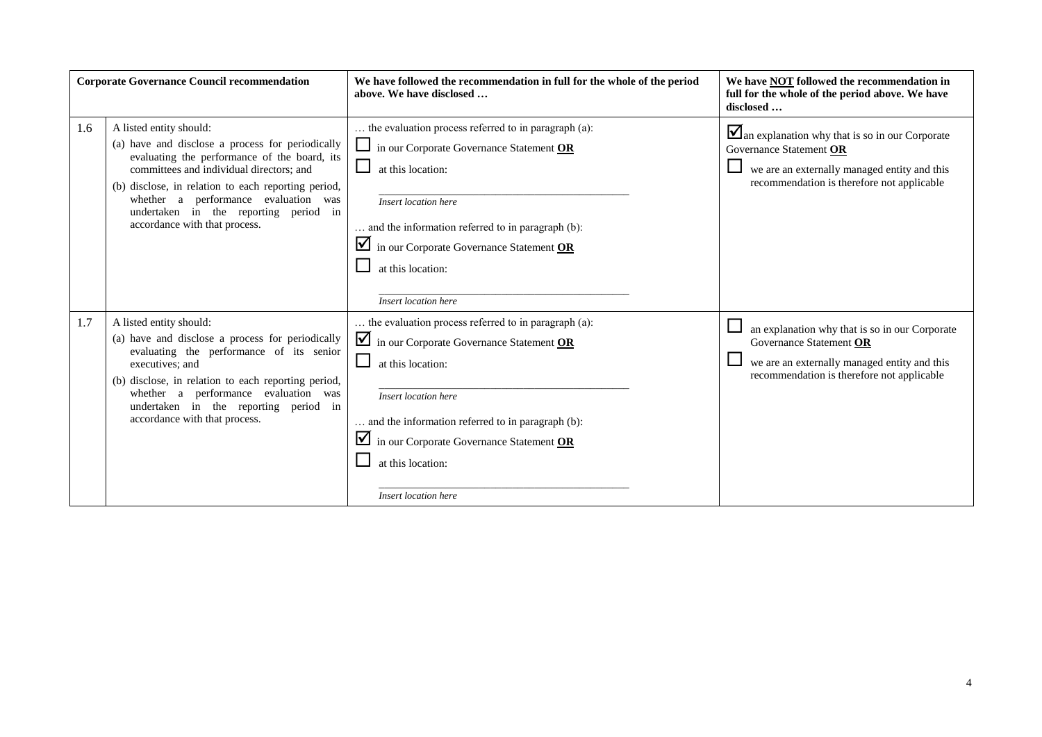| Corporate Governance Council recommendation | | We have followed the recommendation in full for the whole of the period above. We have disclosed … | We have **NOT** followed the recommendation in full for the whole of the period above. We have disclosed … |
|---|---|---|---|
| 1.6 | A listed entity should:<br>(a) have and disclose a process for periodically evaluating the performance of the board, its committees and individual directors; and<br>(b) disclose, in relation to each reporting period, whether a performance evaluation was undertaken in the reporting period in accordance with that process. | … the evaluation process referred to in paragraph (a):<br>☐ in our Corporate Governance Statement **OR**<br>☐ at this location:<br>_________________<br>*Insert location here*<br>… and the information referred to in paragraph (b):<br>☑ in our Corporate Governance Statement **OR**<br>☐ at this location:<br>_________________<br>*Insert location here* | ☑ an explanation why that is so in our Corporate Governance Statement **OR**<br>☐ we are an externally managed entity and this recommendation is therefore not applicable |
| 1.7 | A listed entity should:<br>(a) have and disclose a process for periodically evaluating the performance of its senior executives; and<br>(b) disclose, in relation to each reporting period, whether a performance evaluation was undertaken in the reporting period in accordance with that process. | … the evaluation process referred to in paragraph (a):<br>☑ in our Corporate Governance Statement **OR**<br>☐ at this location:<br>_________________<br>*Insert location here*<br>… and the information referred to in paragraph (b):<br>☑ in our Corporate Governance Statement **OR**<br>☐ at this location:<br>_________________<br>*Insert location here* | ☐ an explanation why that is so in our Corporate Governance Statement **OR**<br>☐ we are an externally managed entity and this recommendation is therefore not applicable |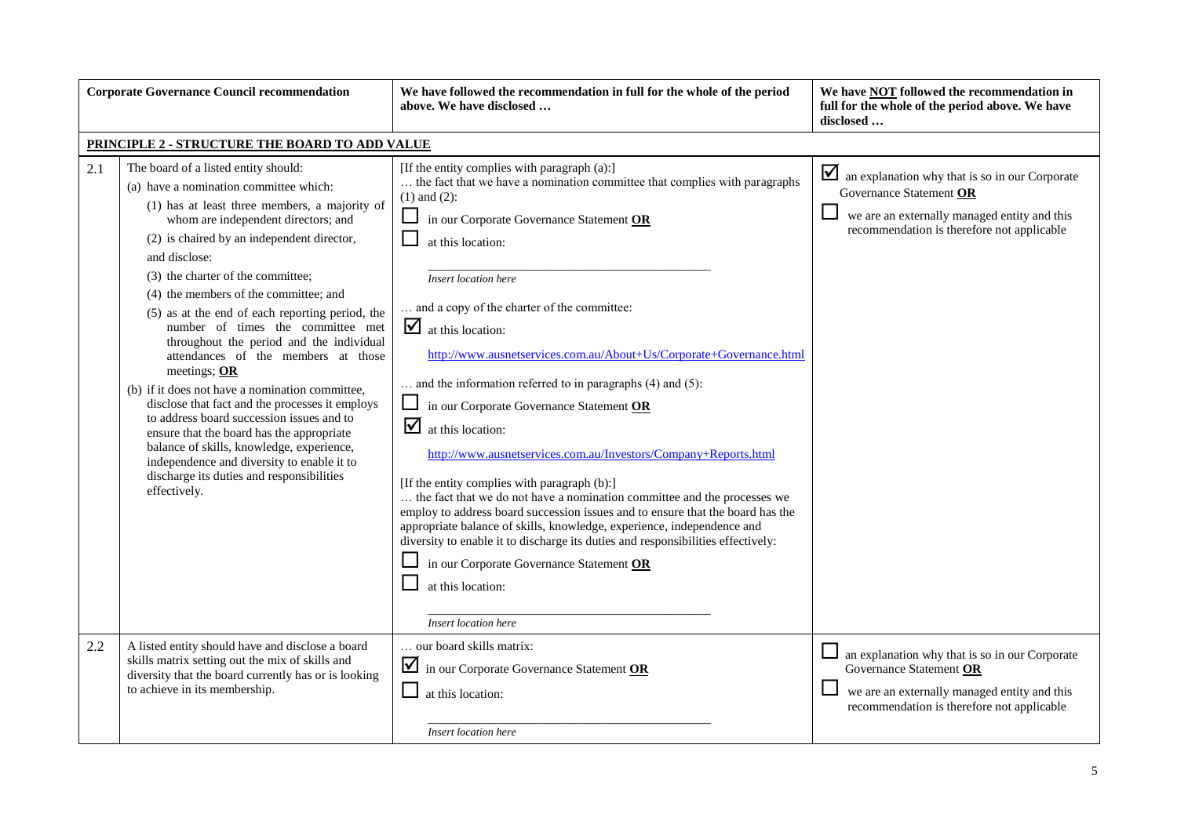| | Corporate Governance Council recommendation | We have followed the recommendation in full for the whole of the period above. We have disclosed … | We have **NOT** followed the recommendation in full for the whole of the period above. We have disclosed … |
|---|---|---|---|
| **PRINCIPLE 2 - STRUCTURE THE BOARD TO ADD VALUE** | | | |
| 2.1 | The board of a listed entity should:<br>(a) have a nomination committee which:<br>(1) has at least three members, a majority of whom are independent directors; and<br>(2) is chaired by an independent director,<br>and disclose:<br>(3) the charter of the committee;<br>(4) the members of the committee; and<br>(5) as at the end of each reporting period, the number of times the committee met throughout the period and the individual attendances of the members at those meetings; **OR**<br>(b) if it does not have a nomination committee, disclose that fact and the processes it employs to address board succession issues and to ensure that the board has the appropriate balance of skills, knowledge, experience, independence and diversity to enable it to discharge its duties and responsibilities effectively. | [If the entity complies with paragraph (a):]<br>… the fact that we have a nomination committee that complies with paragraphs (1) and (2):<br>☐ in our Corporate Governance Statement **OR**<br>☐ at this location:<br>*Insert location here*<br>… and a copy of the charter of the committee:<br>☑ at this location:<br>http://www.ausnetservices.com.au/About+Us/Corporate+Governance.html<br>… and the information referred to in paragraphs (4) and (5):<br>☐ in our Corporate Governance Statement **OR**<br>☑ at this location:<br>http://www.ausnetservices.com.au/Investors/Company+Reports.html<br>[If the entity complies with paragraph (b):]<br>… the fact that we do not have a nomination committee and the processes we employ to address board succession issues and to ensure that the board has the appropriate balance of skills, knowledge, experience, independence and diversity to enable it to discharge its duties and responsibilities effectively:<br>☐ in our Corporate Governance Statement **OR**<br>☐ at this location:<br>*Insert location here* | ☑ an explanation why that is so in our Corporate Governance Statement **OR**<br>☐ we are an externally managed entity and this recommendation is therefore not applicable |
| 2.2 | A listed entity should have and disclose a board skills matrix setting out the mix of skills and diversity that the board currently has or is looking to achieve in its membership. | … our board skills matrix:<br>☑ in our Corporate Governance Statement **OR**<br>☐ at this location:<br>*Insert location here* | ☐ an explanation why that is so in our Corporate Governance Statement **OR**<br>☐ we are an externally managed entity and this recommendation is therefore not applicable |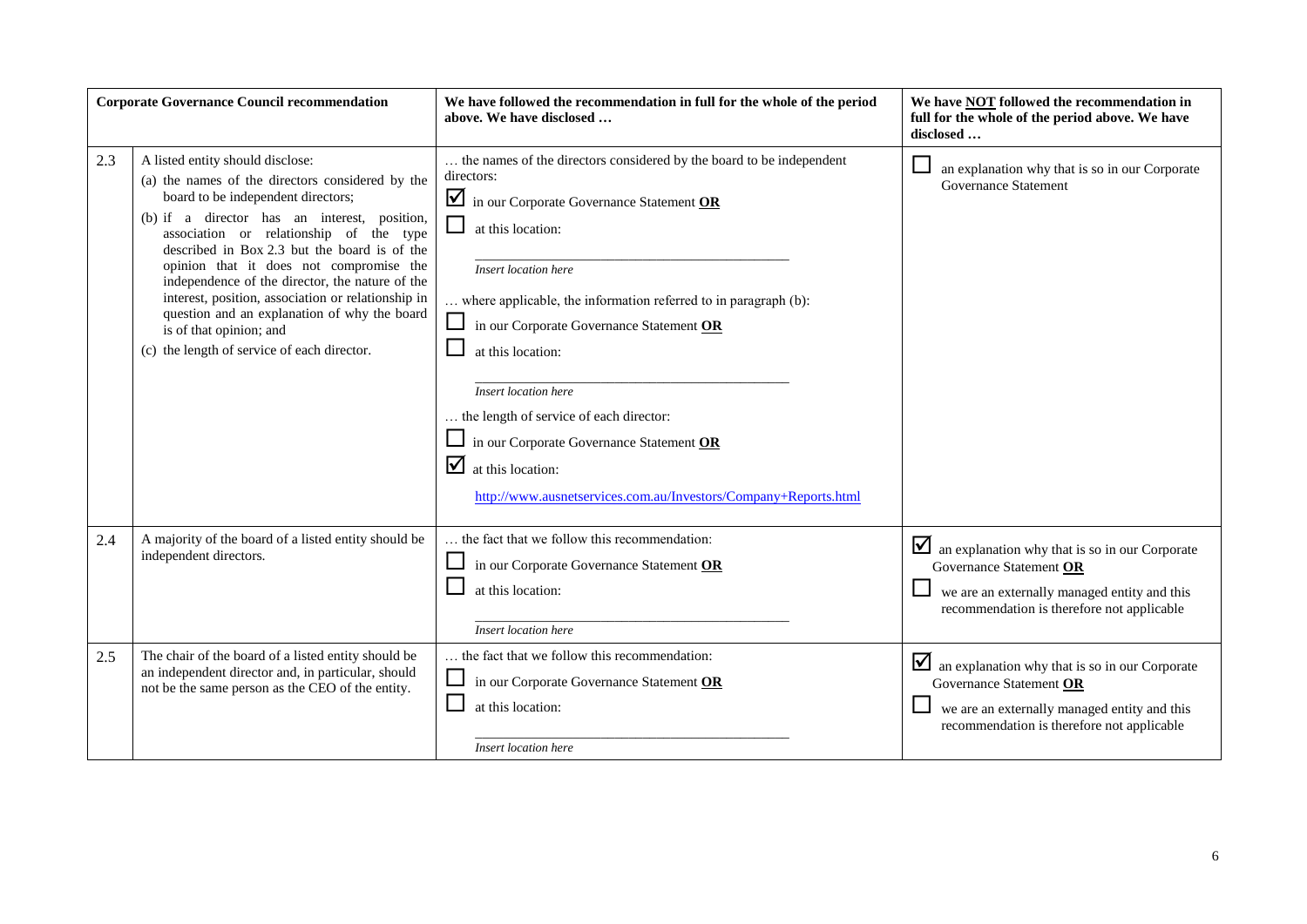| | Corporate Governance Council recommendation | We have followed the recommendation in full for the whole of the period above. We have disclosed … | We have NOT followed the recommendation in full for the whole of the period above. We have disclosed … |
|---|---|---|---|
| 2.3 | A listed entity should disclose:<br>(a) the names of the directors considered by the board to be independent directors;<br>(b) if a director has an interest, position, association or relationship of the type described in Box 2.3 but the board is of the opinion that it does not compromise the independence of the director, the nature of the interest, position, association or relationship in question and an explanation of why the board is of that opinion; and<br>(c) the length of service of each director. | … the names of the directors considered by the board to be independent directors:<br>☑ in our Corporate Governance Statement **OR**<br>☐ at this location:<br>*Insert location here*<br>… where applicable, the information referred to in paragraph (b):<br>☐ in our Corporate Governance Statement **OR**<br>☐ at this location:<br>*Insert location here*<br>… the length of service of each director:<br>☐ in our Corporate Governance Statement **OR**<br>☑ at this location:<br>http://www.ausnetservices.com.au/Investors/Company+Reports.html | ☐ an explanation why that is so in our Corporate Governance Statement |
| 2.4 | A majority of the board of a listed entity should be independent directors. | … the fact that we follow this recommendation:<br>☐ in our Corporate Governance Statement **OR**<br>☐ at this location:<br>*Insert location here* | ☑ an explanation why that is so in our Corporate Governance Statement **OR**<br>☐ we are an externally managed entity and this recommendation is therefore not applicable |
| 2.5 | The chair of the board of a listed entity should be an independent director and, in particular, should not be the same person as the CEO of the entity. | … the fact that we follow this recommendation:<br>☐ in our Corporate Governance Statement **OR**<br>☐ at this location:<br>*Insert location here* | ☑ an explanation why that is so in our Corporate Governance Statement **OR**<br>☐ we are an externally managed entity and this recommendation is therefore not applicable |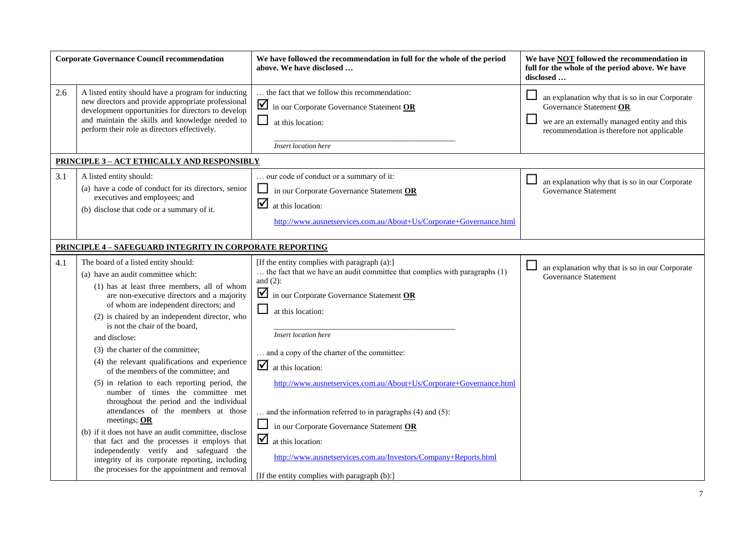| Corporate Governance Council recommendation | | We have followed the recommendation in full for the whole of the period above. We have disclosed … | We have NOT followed the recommendation in full for the whole of the period above. We have disclosed … |
|---|---|---|---|
| 2.6 | A listed entity should have a program for inducting new directors and provide appropriate professional development opportunities for directors to develop and maintain the skills and knowledge needed to perform their role as directors effectively. | … the fact that we follow this recommendation:<br>☑ in our Corporate Governance Statement **OR**<br>☐ at this location:<br>*Insert location here* | ☐ an explanation why that is so in our Corporate Governance Statement **OR**<br>☐ we are an externally managed entity and this recommendation is therefore not applicable |
| **PRINCIPLE 3 – ACT ETHICALLY AND RESPONSIBLY** | | | |
| 3.1 | A listed entity should:<br>(a) have a code of conduct for its directors, senior executives and employees; and<br>(b) disclose that code or a summary of it. | … our code of conduct or a summary of it:<br>☐ in our Corporate Governance Statement **OR**<br>☑ at this location:<br>http://www.ausnetservices.com.au/About+Us/Corporate+Governance.html | ☐ an explanation why that is so in our Corporate Governance Statement |
| **PRINCIPLE 4 – SAFEGUARD INTEGRITY IN CORPORATE REPORTING** | | | |
| 4.1 | The board of a listed entity should:<br>(a) have an audit committee which:<br>(1) has at least three members, all of whom are non-executive directors and a majority of whom are independent directors; and<br>(2) is chaired by an independent director, who is not the chair of the board,<br>and disclose:<br>(3) the charter of the committee;<br>(4) the relevant qualifications and experience of the members of the committee; and<br>(5) in relation to each reporting period, the number of times the committee met throughout the period and the individual attendances of the members at those meetings; **OR**<br>(b) if it does not have an audit committee, disclose that fact and the processes it employs that independently verify and safeguard the integrity of its corporate reporting, including the processes for the appointment and removal | [If the entity complies with paragraph (a):]<br>… the fact that we have an audit committee that complies with paragraphs (1) and (2):<br>☑ in our Corporate Governance Statement **OR**<br>☐ at this location:<br>*Insert location here*<br>… and a copy of the charter of the committee:<br>☑ at this location:<br>http://www.ausnetservices.com.au/About+Us/Corporate+Governance.html<br>… and the information referred to in paragraphs (4) and (5):<br>☐ in our Corporate Governance Statement **OR**<br>☑ at this location:<br>http://www.ausnetservices.com.au/Investors/Company+Reports.html<br>[If the entity complies with paragraph (b):] | ☐ an explanation why that is so in our Corporate Governance Statement |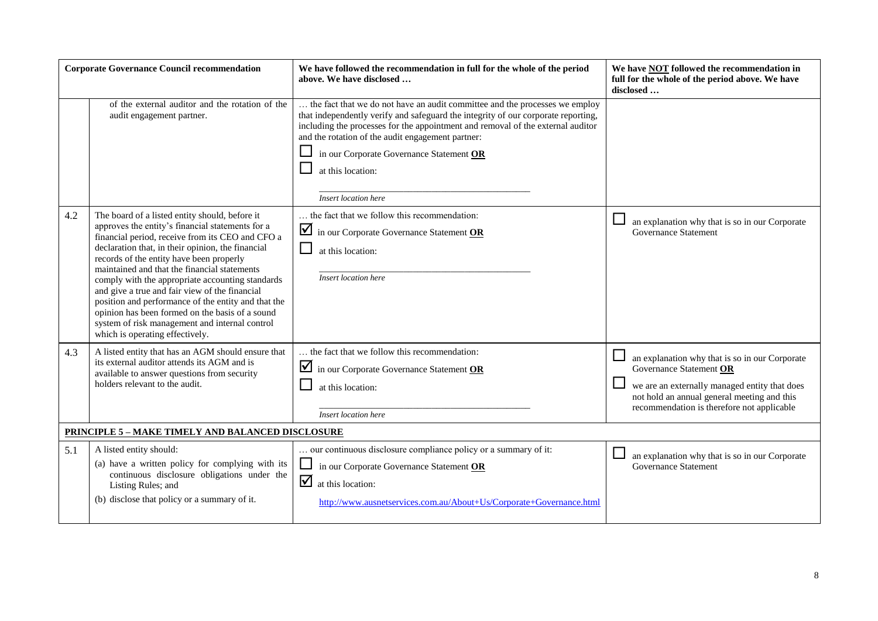| Corporate Governance Council recommendation | | We have followed the recommendation in full for the whole of the period above. We have disclosed … | We have **NOT** followed the recommendation in full for the whole of the period above. We have disclosed … |
|---|---|---|---|
| | of the external auditor and the rotation of the audit engagement partner. | … the fact that we do not have an audit committee and the processes we employ that independently verify and safeguard the integrity of our corporate reporting, including the processes for the appointment and removal of the external auditor and the rotation of the audit engagement partner: ☐ in our Corporate Governance Statement **OR** ☐ at this location: _Insert location here_ | |
| 4.2 | The board of a listed entity should, before it approves the entity's financial statements for a financial period, receive from its CEO and CFO a declaration that, in their opinion, the financial records of the entity have been properly maintained and that the financial statements comply with the appropriate accounting standards and give a true and fair view of the financial position and performance of the entity and that the opinion has been formed on the basis of a sound system of risk management and internal control which is operating effectively. | … the fact that we follow this recommendation: ☑ in our Corporate Governance Statement **OR** ☐ at this location: _Insert location here_ | ☐ an explanation why that is so in our Corporate Governance Statement |
| 4.3 | A listed entity that has an AGM should ensure that its external auditor attends its AGM and is available to answer questions from security holders relevant to the audit. | … the fact that we follow this recommendation: ☑ in our Corporate Governance Statement **OR** ☐ at this location: _Insert location here_ | ☐ an explanation why that is so in our Corporate Governance Statement **OR** ☐ we are an externally managed entity that does not hold an annual general meeting and this recommendation is therefore not applicable |
| **PRINCIPLE 5 – MAKE TIMELY AND BALANCED DISCLOSURE** | | | |
| 5.1 | A listed entity should: (a) have a written policy for complying with its continuous disclosure obligations under the Listing Rules; and (b) disclose that policy or a summary of it. | … our continuous disclosure compliance policy or a summary of it: ☐ in our Corporate Governance Statement **OR** ☑ at this location: http://www.ausnetservices.com.au/About+Us/Corporate+Governance.html | ☐ an explanation why that is so in our Corporate Governance Statement |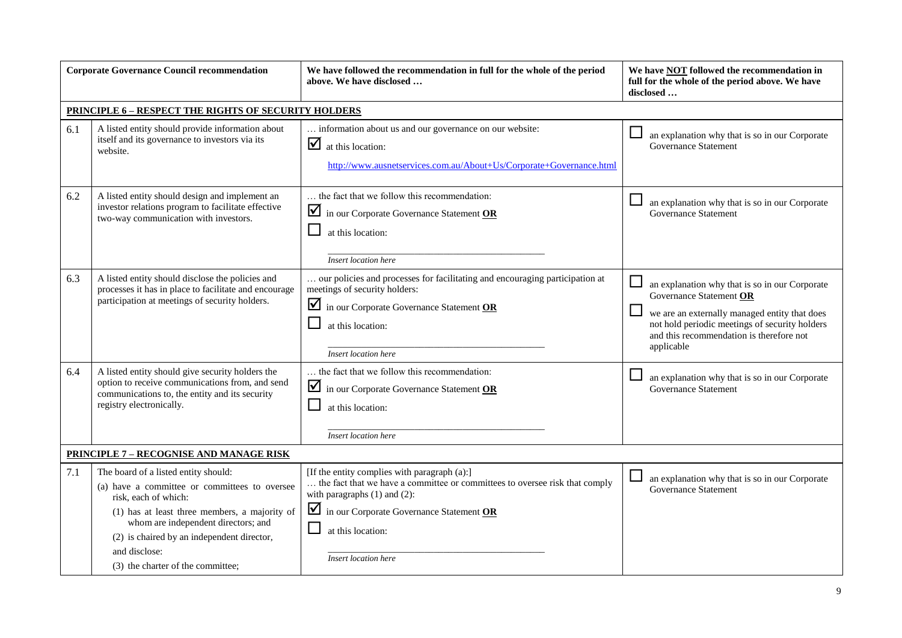| | Corporate Governance Council recommendation | We have followed the recommendation in full for the whole of the period above. We have disclosed … | We have NOT followed the recommendation in full for the whole of the period above. We have disclosed … |
|---|---|---|---|
| **PRINCIPLE 6 – RESPECT THE RIGHTS OF SECURITY HOLDERS** | | | |
| 6.1 | A listed entity should provide information about itself and its governance to investors via its website. | … information about us and our governance on our website:<br>☑ at this location:<br>http://www.ausnetservices.com.au/About+Us/Corporate+Governance.html | ☐ an explanation why that is so in our Corporate Governance Statement |
| 6.2 | A listed entity should design and implement an investor relations program to facilitate effective two-way communication with investors. | … the fact that we follow this recommendation:<br>☑ in our Corporate Governance Statement **OR**<br>☐ at this location:<br>*Insert location here* | ☐ an explanation why that is so in our Corporate Governance Statement |
| 6.3 | A listed entity should disclose the policies and processes it has in place to facilitate and encourage participation at meetings of security holders. | … our policies and processes for facilitating and encouraging participation at meetings of security holders:<br>☑ in our Corporate Governance Statement **OR**<br>☐ at this location:<br>*Insert location here* | ☐ an explanation why that is so in our Corporate Governance Statement **OR**<br>☐ we are an externally managed entity that does not hold periodic meetings of security holders and this recommendation is therefore not applicable |
| 6.4 | A listed entity should give security holders the option to receive communications from, and send communications to, the entity and its security registry electronically. | … the fact that we follow this recommendation:<br>☑ in our Corporate Governance Statement **OR**<br>☐ at this location:<br>*Insert location here* | ☐ an explanation why that is so in our Corporate Governance Statement |
| **PRINCIPLE 7 – RECOGNISE AND MANAGE RISK** | | | |
| 7.1 | The board of a listed entity should:<br>(a) have a committee or committees to oversee risk, each of which:<br>(1) has at least three members, a majority of whom are independent directors; and<br>(2) is chaired by an independent director,<br>and disclose:<br>(3) the charter of the committee; | [If the entity complies with paragraph (a):]<br>… the fact that we have a committee or committees to oversee risk that comply with paragraphs (1) and (2):<br>☑ in our Corporate Governance Statement **OR**<br>☐ at this location:<br>*Insert location here* | ☐ an explanation why that is so in our Corporate Governance Statement |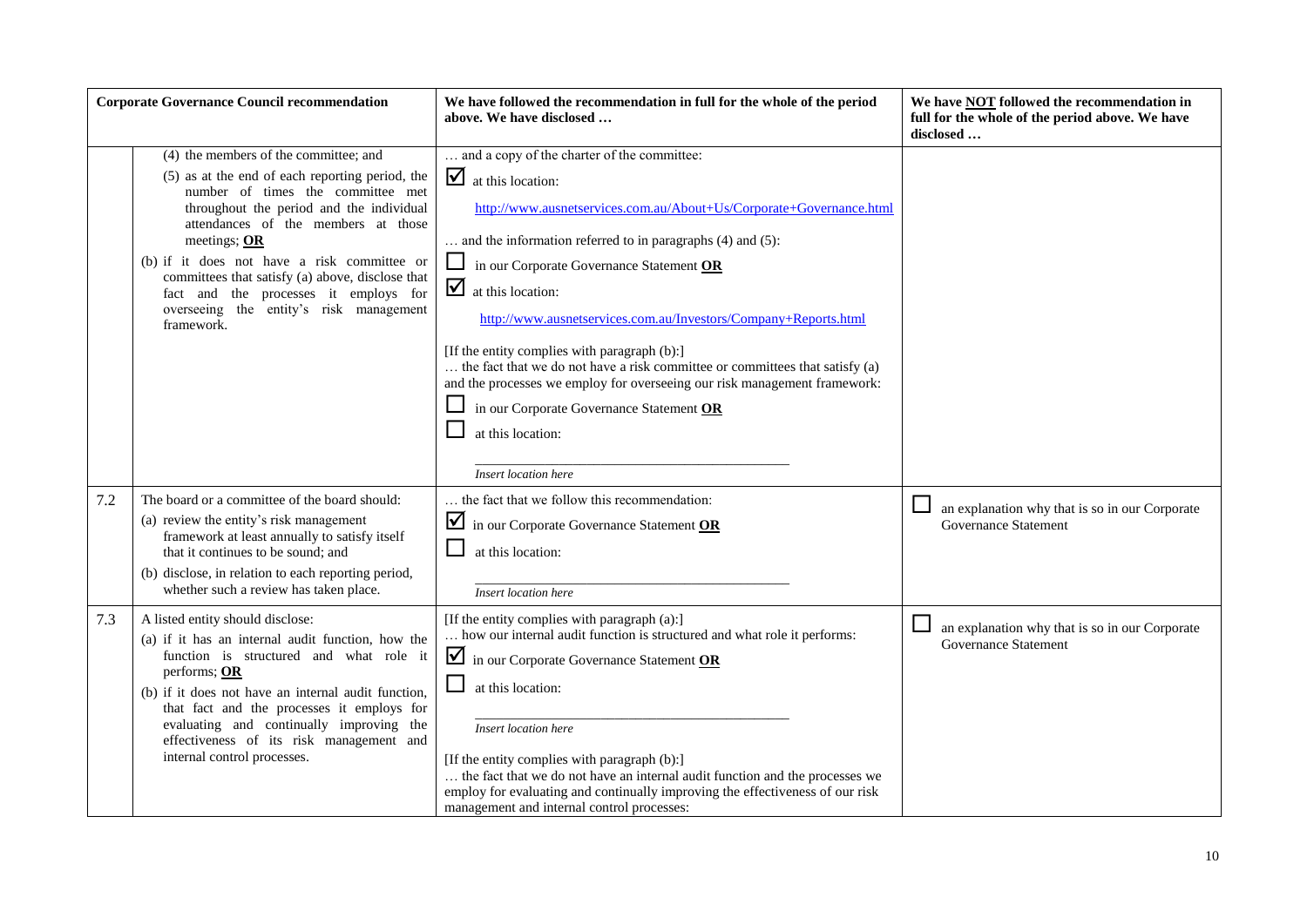| | Corporate Governance Council recommendation | We have followed the recommendation in full for the whole of the period above. We have disclosed … | We have NOT followed the recommendation in full for the whole of the period above. We have disclosed … |
|---|---|---|---|
| | (4) the members of the committee; and<br>(5) as at the end of each reporting period, the number of times the committee met throughout the period and the individual attendances of the members at those meetings; **OR**<br>(b) if it does not have a risk committee or committees that satisfy (a) above, disclose that fact and the processes it employs for overseeing the entity's risk management framework. | … and a copy of the charter of the committee:<br>☑ at this location:<br>http://www.ausnetservices.com.au/About+Us/Corporate+Governance.html<br>… and the information referred to in paragraphs (4) and (5):<br>☐ in our Corporate Governance Statement **OR**<br>☑ at this location:<br>http://www.ausnetservices.com.au/Investors/Company+Reports.html<br>[If the entity complies with paragraph (b):]<br>… the fact that we do not have a risk committee or committees that satisfy (a) and the processes we employ for overseeing our risk management framework:<br>☐ in our Corporate Governance Statement **OR**<br>☐ at this location:<br>_Insert location here_ | |
| 7.2 | The board or a committee of the board should:<br>(a) review the entity's risk management framework at least annually to satisfy itself that it continues to be sound; and<br>(b) disclose, in relation to each reporting period, whether such a review has taken place. | … the fact that we follow this recommendation:<br>☑ in our Corporate Governance Statement **OR**<br>☐ at this location:<br>_Insert location here_ | ☐ an explanation why that is so in our Corporate Governance Statement |
| 7.3 | A listed entity should disclose:<br>(a) if it has an internal audit function, how the function is structured and what role it performs; **OR**<br>(b) if it does not have an internal audit function, that fact and the processes it employs for evaluating and continually improving the effectiveness of its risk management and internal control processes. | [If the entity complies with paragraph (a):]<br>… how our internal audit function is structured and what role it performs:<br>☑ in our Corporate Governance Statement **OR**<br>☐ at this location:<br>_Insert location here_<br>[If the entity complies with paragraph (b):]<br>… the fact that we do not have an internal audit function and the processes we employ for evaluating and continually improving the effectiveness of our risk management and internal control processes: | ☐ an explanation why that is so in our Corporate Governance Statement |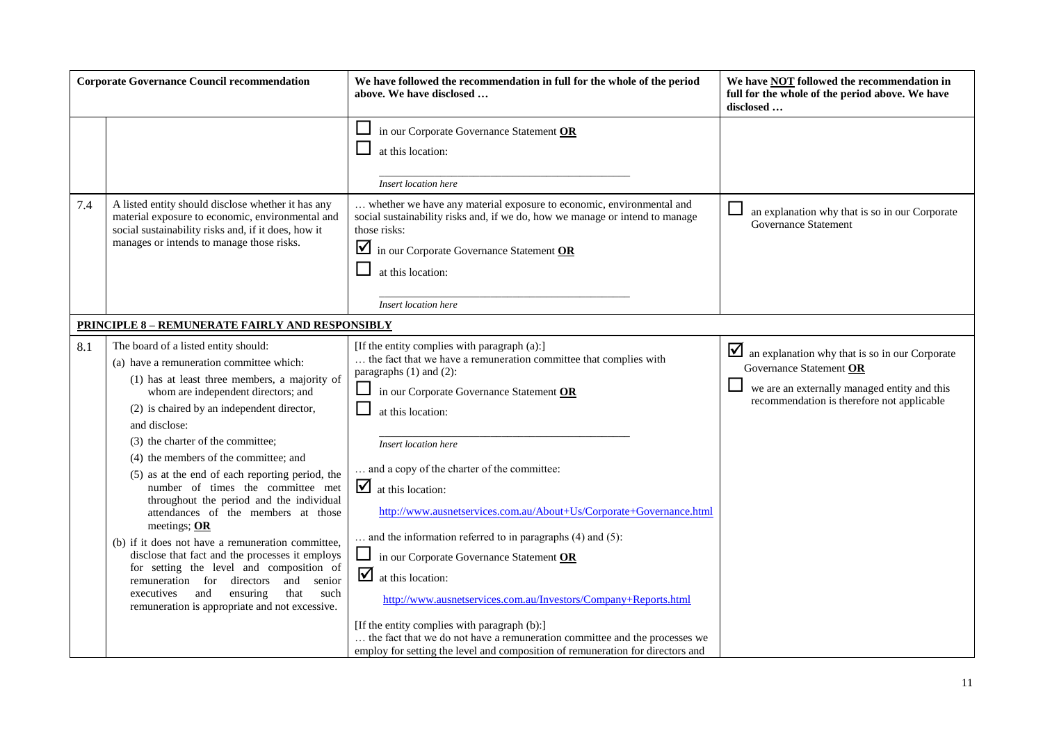| Corporate Governance Council recommendation | | We have followed the recommendation in full for the whole of the period above. We have disclosed … | We have **NOT** followed the recommendation in full for the whole of the period above. We have disclosed … |
|---|---|---|---|
| | | ☐ in our Corporate Governance Statement **OR**<br>☐ at this location:<br>\_\_\_\_\_\_\_\_\_\_\_\_\_\_\_\_\_\_\_\_\_\_\_\_\_\_\_\_\_\_\_\_\_\_<br>*Insert location here* | |
| 7.4 | A listed entity should disclose whether it has any material exposure to economic, environmental and social sustainability risks and, if it does, how it manages or intends to manage those risks. | … whether we have any material exposure to economic, environmental and social sustainability risks and, if we do, how we manage or intend to manage those risks:<br>☑ in our Corporate Governance Statement **OR**<br>☐ at this location:<br>\_\_\_\_\_\_\_\_\_\_\_\_\_\_\_\_\_\_\_\_\_\_\_\_\_\_\_\_\_\_\_\_\_\_<br>*Insert location here* | ☐ an explanation why that is so in our Corporate Governance Statement |
| **PRINCIPLE 8 – REMUNERATE FAIRLY AND RESPONSIBLY** | | | |
| 8.1 | The board of a listed entity should:<br>(a) have a remuneration committee which:<br>(1) has at least three members, a majority of whom are independent directors; and<br>(2) is chaired by an independent director,<br>and disclose:<br>(3) the charter of the committee;<br>(4) the members of the committee; and<br>(5) as at the end of each reporting period, the number of times the committee met throughout the period and the individual attendances of the members at those meetings; **OR**<br>(b) if it does not have a remuneration committee, disclose that fact and the processes it employs for setting the level and composition of remuneration for directors and senior executives and ensuring that such remuneration is appropriate and not excessive. | [If the entity complies with paragraph (a):]<br>… the fact that we have a remuneration committee that complies with paragraphs (1) and (2):<br>☐ in our Corporate Governance Statement **OR**<br>☐ at this location:<br>\_\_\_\_\_\_\_\_\_\_\_\_\_\_\_\_\_\_\_\_\_\_\_\_\_\_\_\_\_\_\_\_\_\_<br>*Insert location here*<br>… and a copy of the charter of the committee:<br>☑ at this location:<br>http://www.ausnetservices.com.au/About+Us/Corporate+Governance.html<br>… and the information referred to in paragraphs (4) and (5):<br>☐ in our Corporate Governance Statement **OR**<br>☑ at this location:<br>http://www.ausnetservices.com.au/Investors/Company+Reports.html<br>[If the entity complies with paragraph (b):]<br>… the fact that we do not have a remuneration committee and the processes we employ for setting the level and composition of remuneration for directors and | ☑ an explanation why that is so in our Corporate Governance Statement **OR**<br>☐ we are an externally managed entity and this recommendation is therefore not applicable |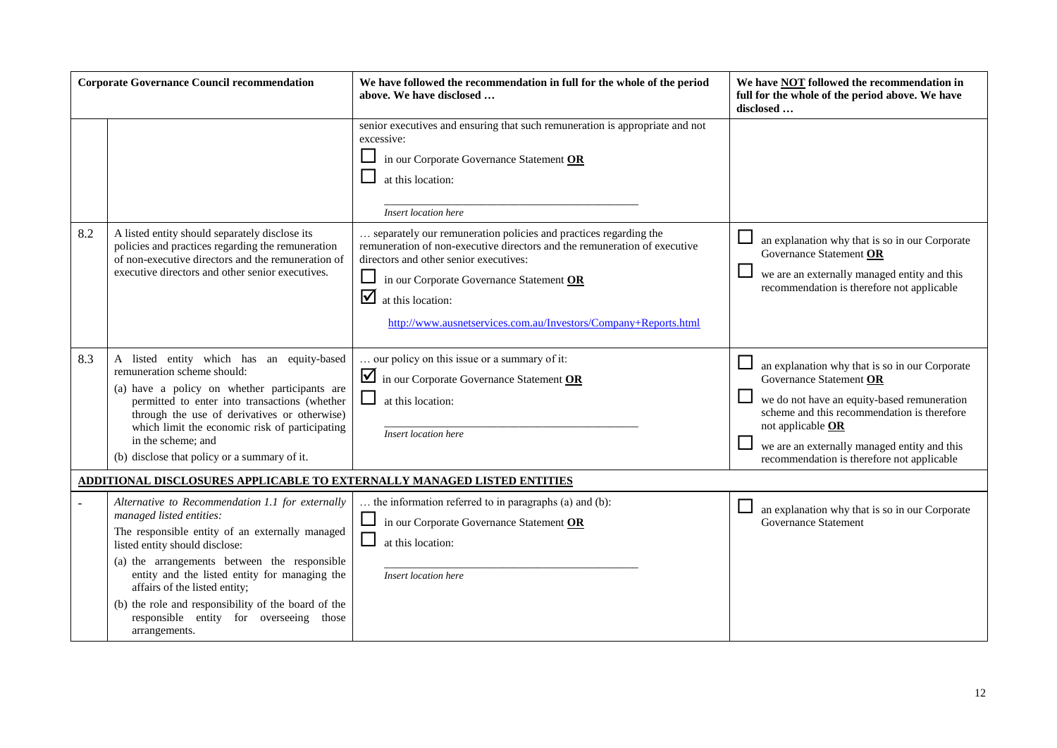| Corporate Governance Council recommendation | | We have followed the recommendation in full for the whole of the period above. We have disclosed … | We have NOT followed the recommendation in full for the whole of the period above. We have disclosed … |
|---|---|---|---|
| | | senior executives and ensuring that such remuneration is appropriate and not excessive:<br>☐ in our Corporate Governance Statement **OR**<br>☐ at this location:<br>_Insert location here_ | |
| 8.2 | A listed entity should separately disclose its policies and practices regarding the remuneration of non-executive directors and the remuneration of executive directors and other senior executives. | … separately our remuneration policies and practices regarding the remuneration of non-executive directors and the remuneration of executive directors and other senior executives:<br>☐ in our Corporate Governance Statement **OR**<br>☑ at this location:<br>http://www.ausnetservices.com.au/Investors/Company+Reports.html | ☐ an explanation why that is so in our Corporate Governance Statement **OR**<br>☐ we are an externally managed entity and this recommendation is therefore not applicable |
| 8.3 | A listed entity which has an equity-based remuneration scheme should:<br>(a) have a policy on whether participants are permitted to enter into transactions (whether through the use of derivatives or otherwise) which limit the economic risk of participating in the scheme; and<br>(b) disclose that policy or a summary of it. | … our policy on this issue or a summary of it:<br>☑ in our Corporate Governance Statement **OR**<br>☐ at this location:<br>_Insert location here_ | ☐ an explanation why that is so in our Corporate Governance Statement **OR**<br>☐ we do not have an equity-based remuneration scheme and this recommendation is therefore not applicable **OR**<br>☐ we are an externally managed entity and this recommendation is therefore not applicable |
| **ADDITIONAL DISCLOSURES APPLICABLE TO EXTERNALLY MANAGED LISTED ENTITIES** | | | |
| - | _Alternative to Recommendation 1.1 for externally managed listed entities:_<br>The responsible entity of an externally managed listed entity should disclose:<br>(a) the arrangements between the responsible entity and the listed entity for managing the affairs of the listed entity;<br>(b) the role and responsibility of the board of the responsible entity for overseeing those arrangements. | … the information referred to in paragraphs (a) and (b):<br>☐ in our Corporate Governance Statement **OR**<br>☐ at this location:<br>_Insert location here_ | ☐ an explanation why that is so in our Corporate Governance Statement |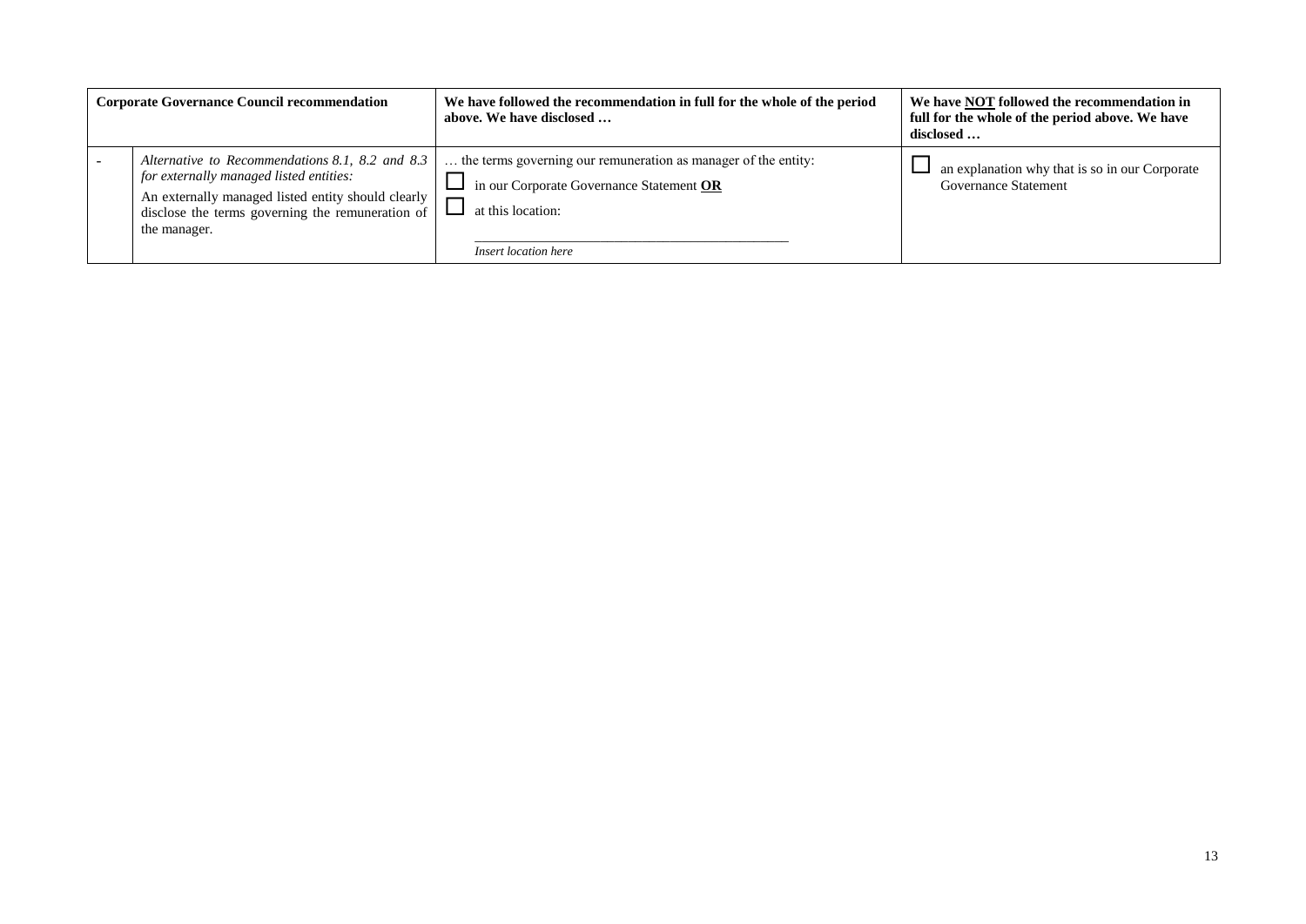| Corporate Governance Council recommendation | | We have followed the recommendation in full for the whole of the period above. We have disclosed … | We have **NOT** followed the recommendation in full for the whole of the period above. We have disclosed … |
|---|---|---|---|
| - | *Alternative to Recommendations 8.1, 8.2 and 8.3 for externally managed listed entities:* An externally managed listed entity should clearly disclose the terms governing the remuneration of the manager. | … the terms governing our remuneration as manager of the entity: ☐ in our Corporate Governance Statement **OR** ☐ at this location: ______________________________ *Insert location here* | ☐ an explanation why that is so in our Corporate Governance Statement |